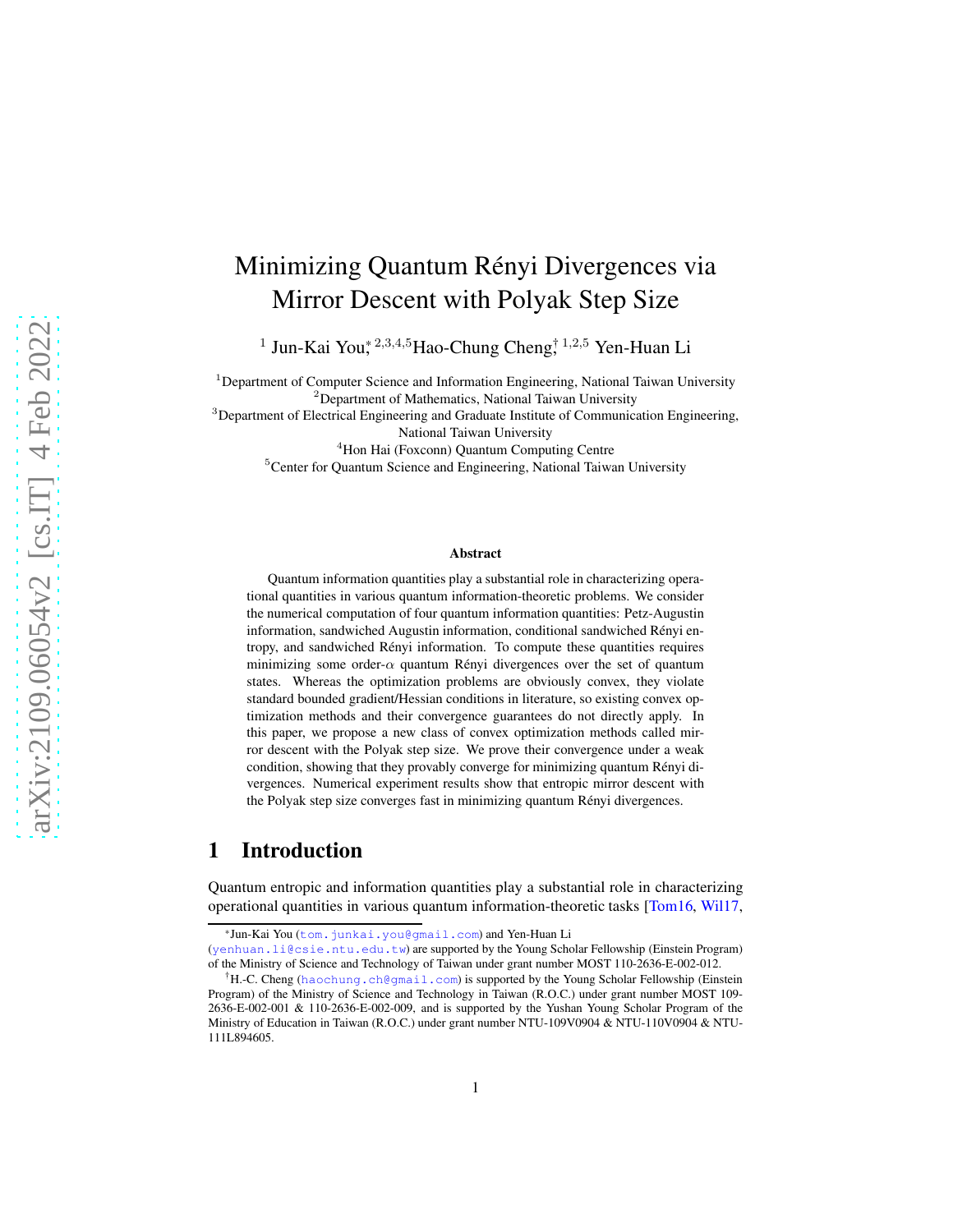# Minimizing Quantum Rényi Divergences via Mirror Descent with Polyak Step Size

[1] Jun-Kai You,* [2,3,4,5] Hao-Chung Cheng,† [1,2,5] Yen-Huan Li

[1]Department of Computer Science and Information Engineering, National Taiwan University
[2]Department of Mathematics, National Taiwan University
[3]Department of Electrical Engineering and Graduate Institute of Communication Engineering, National Taiwan University
[4]Hon Hai (Foxconn) Quantum Computing Centre
[5]Center for Quantum Science and Engineering, National Taiwan University

**Abstract**

Quantum information quantities play a substantial role in characterizing operational quantities in various quantum information-theoretic problems. We consider the numerical computation of four quantum information quantities: Petz-Augustin information, sandwiched Augustin information, conditional sandwiched Rényi entropy, and sandwiched Rényi information. To compute these quantities requires minimizing some order-$\alpha$ quantum Rényi divergences over the set of quantum states. Whereas the optimization problems are obviously convex, they violate standard bounded gradient/Hessian conditions in literature, so existing convex optimization methods and their convergence guarantees do not directly apply. In this paper, we propose a new class of convex optimization methods called mirror descent with the Polyak step size. We prove their convergence under a weak condition, showing that they provably converge for minimizing quantum Rényi divergences. Numerical experiment results show that entropic mirror descent with the Polyak step size converges fast in minimizing quantum Rényi divergences.

## 1 Introduction

Quantum entropic and information quantities play a substantial role in characterizing operational quantities in various quantum information-theoretic tasks [Tom16, Wil17,

*Jun-Kai You (tom.junkai.you@gmail.com) and Yen-Huan Li (yenhuan.li@csie.ntu.edu.tw) are supported by the Young Scholar Fellowship (Einstein Program) of the Ministry of Science and Technology of Taiwan under grant number MOST 110-2636-E-002-012.

†H.-C. Cheng (haochung.ch@gmail.com) is supported by the Young Scholar Fellowship (Einstein Program) of the Ministry of Science and Technology in Taiwan (R.O.C.) under grant number MOST 109-2636-E-002-001 & 110-2636-E-002-009, and is supported by the Yushan Young Scholar Program of the Ministry of Education in Taiwan (R.O.C.) under grant number NTU-109V0904 & NTU-110V0904 & NTU-111L894605.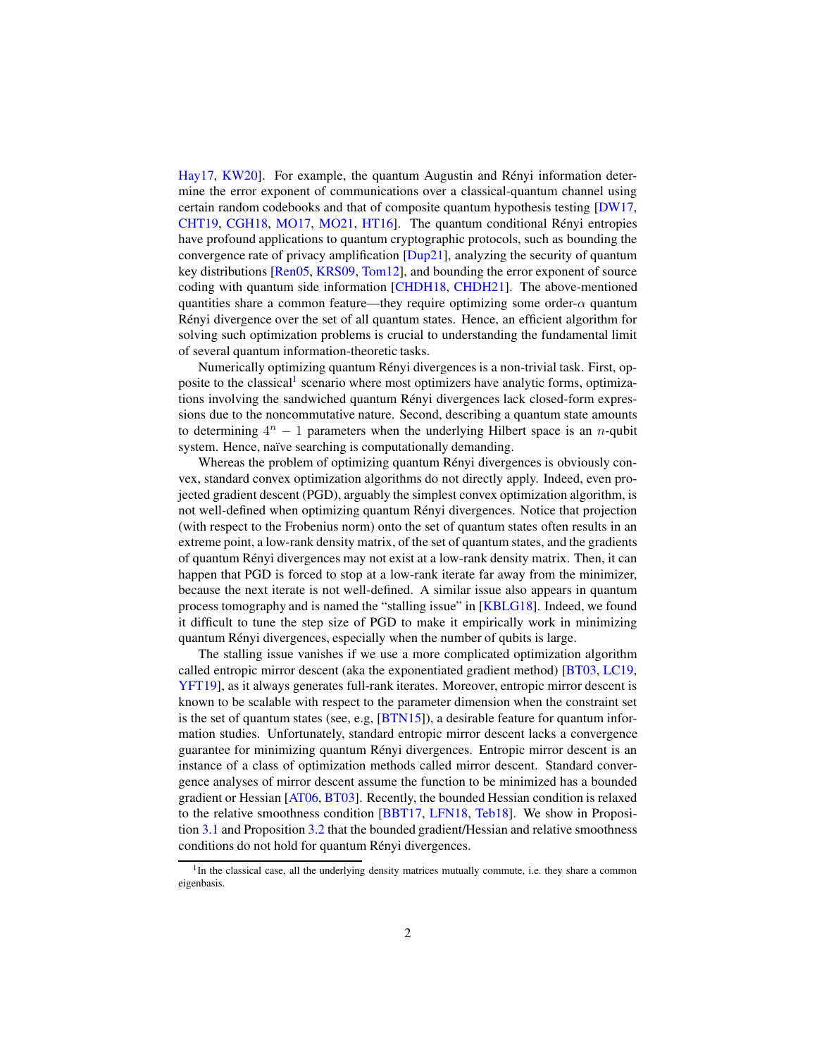Hay17, KW20]. For example, the quantum Augustin and Rényi information determine the error exponent of communications over a classical-quantum channel using certain random codebooks and that of composite quantum hypothesis testing [DW17, CHT19, CGH18, MO17, MO21, HT16]. The quantum conditional Rényi entropies have profound applications to quantum cryptographic protocols, such as bounding the convergence rate of privacy amplification [Dup21], analyzing the security of quantum key distributions [Ren05, KRS09, Tom12], and bounding the error exponent of source coding with quantum side information [CHDH18, CHDH21]. The above-mentioned quantities share a common feature—they require optimizing some order-$\alpha$ quantum Rényi divergence over the set of all quantum states. Hence, an efficient algorithm for solving such optimization problems is crucial to understanding the fundamental limit of several quantum information-theoretic tasks.

Numerically optimizing quantum Rényi divergences is a non-trivial task. First, opposite to the classical[1] scenario where most optimizers have analytic forms, optimizations involving the sandwiched quantum Rényi divergences lack closed-form expressions due to the noncommutative nature. Second, describing a quantum state amounts to determining $4^n - 1$ parameters when the underlying Hilbert space is an $n$-qubit system. Hence, naïve searching is computationally demanding.

Whereas the problem of optimizing quantum Rényi divergences is obviously convex, standard convex optimization algorithms do not directly apply. Indeed, even projected gradient descent (PGD), arguably the simplest convex optimization algorithm, is not well-defined when optimizing quantum Rényi divergences. Notice that projection (with respect to the Frobenius norm) onto the set of quantum states often results in an extreme point, a low-rank density matrix, of the set of quantum states, and the gradients of quantum Rényi divergences may not exist at a low-rank density matrix. Then, it can happen that PGD is forced to stop at a low-rank iterate far away from the minimizer, because the next iterate is not well-defined. A similar issue also appears in quantum process tomography and is named the "stalling issue" in [KBLG18]. Indeed, we found it difficult to tune the step size of PGD to make it empirically work in minimizing quantum Rényi divergences, especially when the number of qubits is large.

The stalling issue vanishes if we use a more complicated optimization algorithm called entropic mirror descent (aka the exponentiated gradient method) [BT03, LC19, YFT19], as it always generates full-rank iterates. Moreover, entropic mirror descent is known to be scalable with respect to the parameter dimension when the constraint set is the set of quantum states (see, e.g, [BTN15]), a desirable feature for quantum information studies. Unfortunately, standard entropic mirror descent lacks a convergence guarantee for minimizing quantum Rényi divergences. Entropic mirror descent is an instance of a class of optimization methods called mirror descent. Standard convergence analyses of mirror descent assume the function to be minimized has a bounded gradient or Hessian [AT06, BT03]. Recently, the bounded Hessian condition is relaxed to the relative smoothness condition [BBT17, LFN18, Teb18]. We show in Proposition 3.1 and Proposition 3.2 that the bounded gradient/Hessian and relative smoothness conditions do not hold for quantum Rényi divergences.

[1] In the classical case, all the underlying density matrices mutually commute, i.e. they share a common eigenbasis.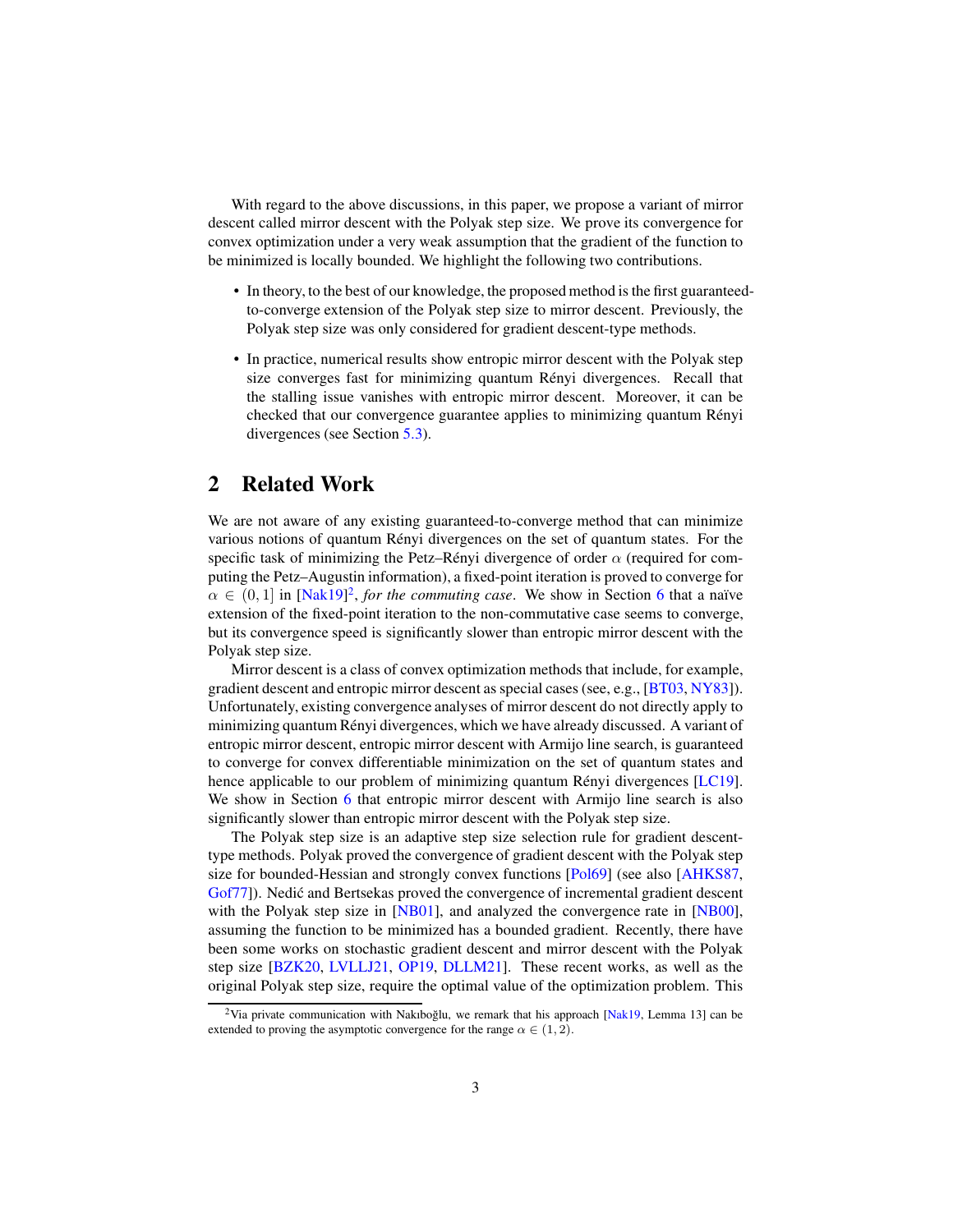With regard to the above discussions, in this paper, we propose a variant of mirror descent called mirror descent with the Polyak step size. We prove its convergence for convex optimization under a very weak assumption that the gradient of the function to be minimized is locally bounded. We highlight the following two contributions.

- In theory, to the best of our knowledge, the proposed method is the first guaranteed-to-converge extension of the Polyak step size to mirror descent. Previously, the Polyak step size was only considered for gradient descent-type methods.
- In practice, numerical results show entropic mirror descent with the Polyak step size converges fast for minimizing quantum Rényi divergences. Recall that the stalling issue vanishes with entropic mirror descent. Moreover, it can be checked that our convergence guarantee applies to minimizing quantum Rényi divergences (see Section 5.3).

## 2 Related Work

We are not aware of any existing guaranteed-to-converge method that can minimize various notions of quantum Rényi divergences on the set of quantum states. For the specific task of minimizing the Petz–Rényi divergence of order $\alpha$ (required for computing the Petz–Augustin information), a fixed-point iteration is proved to converge for $\alpha \in (0, 1]$ in [Nak19][2], *for the commuting case*. We show in Section 6 that a naïve extension of the fixed-point iteration to the non-commutative case seems to converge, but its convergence speed is significantly slower than entropic mirror descent with the Polyak step size.

Mirror descent is a class of convex optimization methods that include, for example, gradient descent and entropic mirror descent as special cases (see, e.g., [BT03, NY83]). Unfortunately, existing convergence analyses of mirror descent do not directly apply to minimizing quantum Rényi divergences, which we have already discussed. A variant of entropic mirror descent, entropic mirror descent with Armijo line search, is guaranteed to converge for convex differentiable minimization on the set of quantum states and hence applicable to our problem of minimizing quantum Rényi divergences [LC19]. We show in Section 6 that entropic mirror descent with Armijo line search is also significantly slower than entropic mirror descent with the Polyak step size.

The Polyak step size is an adaptive step size selection rule for gradient descent-type methods. Polyak proved the convergence of gradient descent with the Polyak step size for bounded-Hessian and strongly convex functions [Pol69] (see also [AHKS87, Gof77]). Nedić and Bertsekas proved the convergence of incremental gradient descent with the Polyak step size in [NB01], and analyzed the convergence rate in [NB00], assuming the function to be minimized has a bounded gradient. Recently, there have been some works on stochastic gradient descent and mirror descent with the Polyak step size [BZK20, LVLLJ21, OP19, DLLM21]. These recent works, as well as the original Polyak step size, require the optimal value of the optimization problem. This

[2] Via private communication with Nakıboğlu, we remark that his approach [Nak19, Lemma 13] can be extended to proving the asymptotic convergence for the range $\alpha \in (1, 2)$.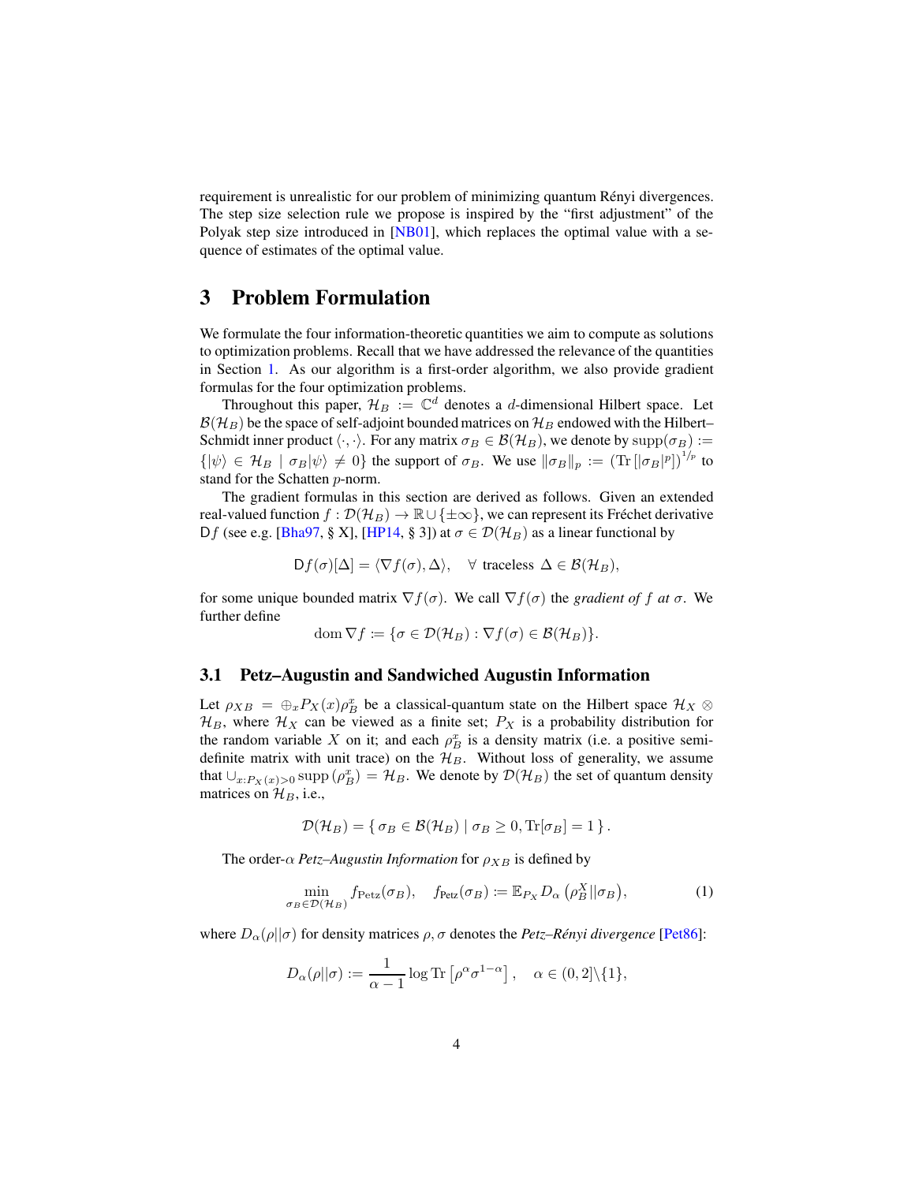requirement is unrealistic for our problem of minimizing quantum Rényi divergences. The step size selection rule we propose is inspired by the "first adjustment" of the Polyak step size introduced in [NB01], which replaces the optimal value with a sequence of estimates of the optimal value.

## 3 Problem Formulation

We formulate the four information-theoretic quantities we aim to compute as solutions to optimization problems. Recall that we have addressed the relevance of the quantities in Section 1. As our algorithm is a first-order algorithm, we also provide gradient formulas for the four optimization problems.

Throughout this paper, $\mathcal{H}_B := \mathbb{C}^d$ denotes a $d$-dimensional Hilbert space. Let $\mathcal{B}(\mathcal{H}_B)$ be the space of self-adjoint bounded matrices on $\mathcal{H}_B$ endowed with the Hilbert–Schmidt inner product $\langle \cdot, \cdot \rangle$. For any matrix $\sigma_B \in \mathcal{B}(\mathcal{H}_B)$, we denote by $\operatorname{supp}(\sigma_B) := \{ |\psi\rangle \in \mathcal{H}_B \mid \sigma_B |\psi\rangle \neq 0 \}$ the support of $\sigma_B$. We use $\|\sigma_B\|_p := (\operatorname{Tr}[|\sigma_B|^p])^{1/p}$ to stand for the Schatten $p$-norm.

The gradient formulas in this section are derived as follows. Given an extended real-valued function $f : \mathcal{D}(\mathcal{H}_B) \to \mathbb{R} \cup \{\pm\infty\}$, we can represent its Fréchet derivative $\mathsf{D}f$ (see e.g. [Bha97, § X], [HP14, § 3]) at $\sigma \in \mathcal{D}(\mathcal{H}_B)$ as a linear functional by

$$
\mathsf{D}f(\sigma)[\Delta] = \langle \nabla f(\sigma), \Delta \rangle, \quad \forall \text{ traceless } \Delta \in \mathcal{B}(\mathcal{H}_B),
$$

for some unique bounded matrix $\nabla f(\sigma)$. We call $\nabla f(\sigma)$ the *gradient of $f$ at $\sigma$*. We further define

$$
\operatorname{dom} \nabla f := \{ \sigma \in \mathcal{D}(\mathcal{H}_B) : \nabla f(\sigma) \in \mathcal{B}(\mathcal{H}_B) \}.
$$

### 3.1 Petz–Augustin and Sandwiched Augustin Information

Let $\rho_{XB} = \oplus_x P_X(x) \rho_B^x$ be a classical-quantum state on the Hilbert space $\mathcal{H}_X \otimes \mathcal{H}_B$, where $\mathcal{H}_X$ can be viewed as a finite set; $P_X$ is a probability distribution for the random variable $X$ on it; and each $\rho_B^x$ is a density matrix (i.e. a positive semi-definite matrix with unit trace) on the $\mathcal{H}_B$. Without loss of generality, we assume that $\cup_{x: P_X(x) > 0} \operatorname{supp}(\rho_B^x) = \mathcal{H}_B$. We denote by $\mathcal{D}(\mathcal{H}_B)$ the set of quantum density matrices on $\mathcal{H}_B$, i.e.,

$$
\mathcal{D}(\mathcal{H}_B) = \{ \sigma_B \in \mathcal{B}(\mathcal{H}_B) \mid \sigma_B \geq 0, \operatorname{Tr}[\sigma_B] = 1 \}.
$$

The order-$\alpha$ *Petz–Augustin Information* for $\rho_{XB}$ is defined by

$$
\min_{\sigma_B \in \mathcal{D}(\mathcal{H}_B)} f_{\text{Petz}}(\sigma_B), \quad f_{\text{Petz}}(\sigma_B) := \mathbb{E}_{P_X} D_\alpha\left(\rho_B^X || \sigma_B\right), \tag{1}
$$

where $D_\alpha(\rho || \sigma)$ for density matrices $\rho, \sigma$ denotes the *Petz–Rényi divergence* [Pet86]:

$$
D_\alpha(\rho || \sigma) := \frac{1}{\alpha - 1} \log \operatorname{Tr}\left[\rho^\alpha \sigma^{1-\alpha}\right], \quad \alpha \in (0, 2] \backslash \{1\},
$$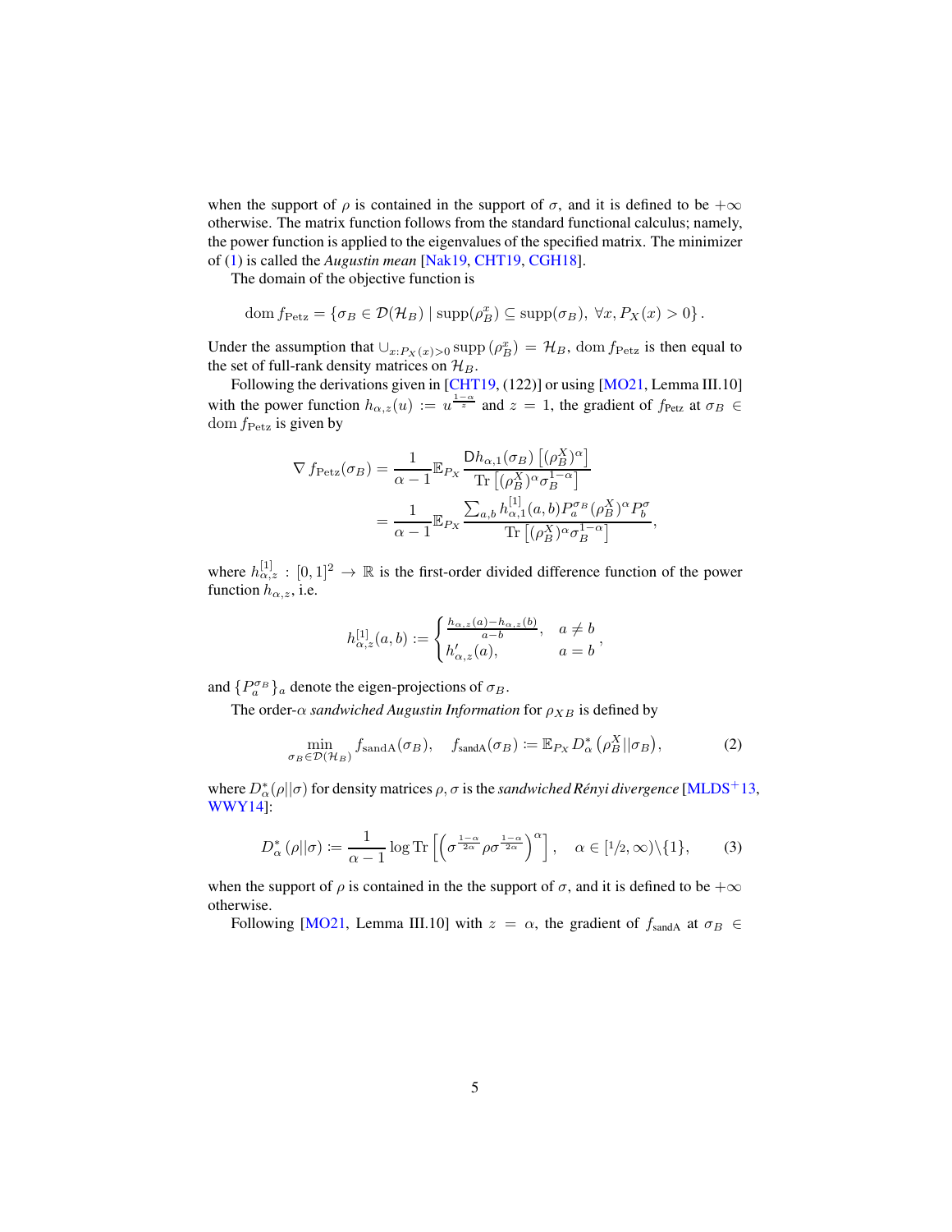when the support of $\rho$ is contained in the support of $\sigma$, and it is defined to be $+\infty$ otherwise. The matrix function follows from the standard functional calculus; namely, the power function is applied to the eigenvalues of the specified matrix. The minimizer of (1) is called the *Augustin mean* [Nak19, CHT19, CGH18].

The domain of the objective function is

$$\operatorname{dom} f_{\text{Petz}} = \{\sigma_B \in \mathcal{D}(\mathcal{H}_B) \mid \operatorname{supp}(\rho_B^x) \subseteq \operatorname{supp}(\sigma_B),\ \forall x, P_X(x) > 0\}.$$

Under the assumption that $\cup_{x:P_X(x)>0} \operatorname{supp}(\rho_B^x) = \mathcal{H}_B$, $\operatorname{dom} f_{\text{Petz}}$ is then equal to the set of full-rank density matrices on $\mathcal{H}_B$.

Following the derivations given in [CHT19, (122)] or using [MO21, Lemma III.10] with the power function $h_{\alpha,z}(u) := u^{\frac{1-\alpha}{z}}$ and $z = 1$, the gradient of $f_{\text{Petz}}$ at $\sigma_B \in \operatorname{dom} f_{\text{Petz}}$ is given by

$$\begin{aligned}
\nabla f_{\text{Petz}}(\sigma_B) &= \frac{1}{\alpha - 1} \mathbb{E}_{P_X} \frac{\mathsf{D}h_{\alpha,1}(\sigma_B)\left[(\rho_B^X)^\alpha\right]}{\operatorname{Tr}\left[(\rho_B^X)^\alpha \sigma_B^{1-\alpha}\right]} \\
&= \frac{1}{\alpha - 1} \mathbb{E}_{P_X} \frac{\sum_{a,b} h_{\alpha,1}^{[1]}(a,b) P_a^{\sigma_B} (\rho_B^X)^\alpha P_b^{\sigma}}{\operatorname{Tr}\left[(\rho_B^X)^\alpha \sigma_B^{1-\alpha}\right]},
\end{aligned}$$

where $h_{\alpha,z}^{[1]} : [0,1]^2 \to \mathbb{R}$ is the first-order divided difference function of the power function $h_{\alpha,z}$, i.e.

$$h_{\alpha,z}^{[1]}(a,b) := \begin{cases} \frac{h_{\alpha,z}(a) - h_{\alpha,z}(b)}{a-b}, & a \neq b \\ h'_{\alpha,z}(a), & a = b \end{cases},$$

and $\{P_a^{\sigma_B}\}_a$ denote the eigen-projections of $\sigma_B$.

The order-$\alpha$ *sandwiched Augustin Information* for $\rho_{XB}$ is defined by

$$\min_{\sigma_B \in \mathcal{D}(\mathcal{H}_B)} f_{\text{sandA}}(\sigma_B), \quad f_{\text{sandA}}(\sigma_B) := \mathbb{E}_{P_X} D_\alpha^*\left(\rho_B^X \| \sigma_B\right), \tag{2}$$

where $D_\alpha^*(\rho\|\sigma)$ for density matrices $\rho, \sigma$ is the *sandwiched Rényi divergence* [MLDS+13, WWY14]:

$$D_\alpha^*\left(\rho \| \sigma\right) := \frac{1}{\alpha - 1} \log \operatorname{Tr}\left[\left(\sigma^{\frac{1-\alpha}{2\alpha}} \rho \sigma^{\frac{1-\alpha}{2\alpha}}\right)^\alpha\right], \quad \alpha \in [1/2, \infty)\backslash\{1\}, \tag{3}$$

when the support of $\rho$ is contained in the the support of $\sigma$, and it is defined to be $+\infty$ otherwise.

Following [MO21, Lemma III.10] with $z = \alpha$, the gradient of $f_{\text{sandA}}$ at $\sigma_B \in$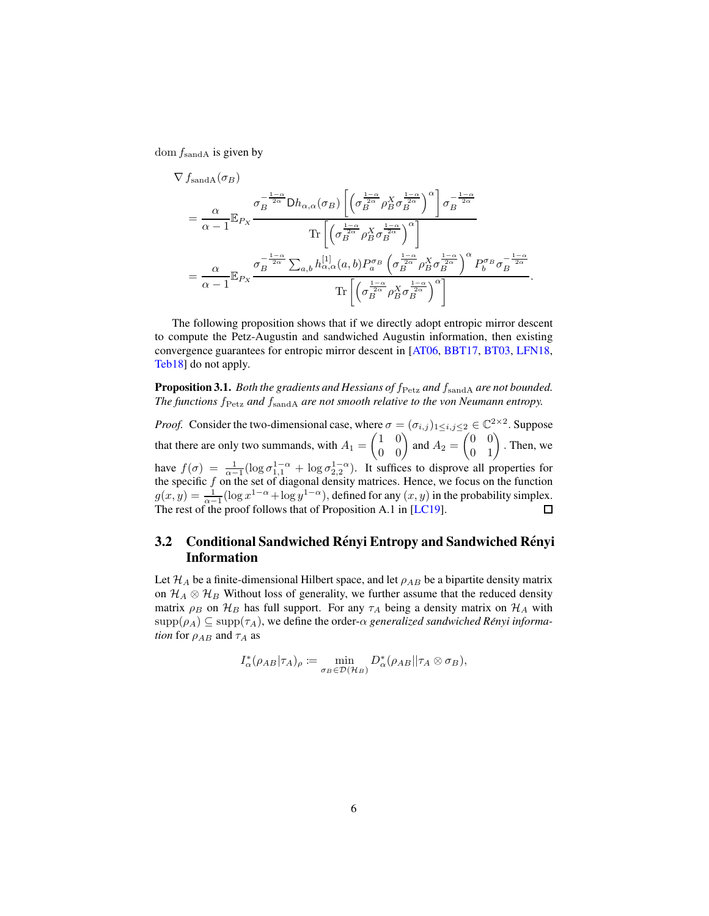dom $f_{\mathrm{sandA}}$ is given by

$$
\begin{aligned}
&\nabla f_{\mathrm{sandA}}(\sigma_B) \\
&= \frac{\alpha}{\alpha-1}\mathbb{E}_{P_X} \frac{\sigma_B^{-\frac{1-\alpha}{2\alpha}} \mathsf{D}h_{\alpha,\alpha}(\sigma_B)\left[\left(\sigma_B^{\frac{1-\alpha}{2\alpha}}\rho_B^X\sigma_B^{\frac{1-\alpha}{2\alpha}}\right)^{\alpha}\right]\sigma_B^{-\frac{1-\alpha}{2\alpha}}}{\operatorname{Tr}\left[\left(\sigma_B^{\frac{1-\alpha}{2\alpha}}\rho_B^X\sigma_B^{\frac{1-\alpha}{2\alpha}}\right)^{\alpha}\right]} \\
&= \frac{\alpha}{\alpha-1}\mathbb{E}_{P_X} \frac{\sigma_B^{-\frac{1-\alpha}{2\alpha}} \sum_{a,b} h_{\alpha,\alpha}^{[1]}(a,b) P_a^{\sigma_B}\left(\sigma_B^{\frac{1-\alpha}{2\alpha}}\rho_B^X\sigma_B^{\frac{1-\alpha}{2\alpha}}\right)^{\alpha} P_b^{\sigma_B}\sigma_B^{-\frac{1-\alpha}{2\alpha}}}{\operatorname{Tr}\left[\left(\sigma_B^{\frac{1-\alpha}{2\alpha}}\rho_B^X\sigma_B^{\frac{1-\alpha}{2\alpha}}\right)^{\alpha}\right]}.
\end{aligned}
$$

The following proposition shows that if we directly adopt entropic mirror descent to compute the Petz-Augustin and sandwiched Augustin information, then existing convergence guarantees for entropic mirror descent in [AT06, BBT17, BT03, LFN18, Teb18] do not apply.

**Proposition 3.1.** *Both the gradients and Hessians of $f_{\mathrm{Petz}}$ and $f_{\mathrm{sandA}}$ are not bounded. The functions $f_{\mathrm{Petz}}$ and $f_{\mathrm{sandA}}$ are not smooth relative to the von Neumann entropy.*

*Proof.* Consider the two-dimensional case, where $\sigma = (\sigma_{i,j})_{1\leq i,j\leq 2} \in \mathbb{C}^{2\times 2}$. Suppose that there are only two summands, with $A_1 = \begin{pmatrix} 1 & 0 \\ 0 & 0 \end{pmatrix}$ and $A_2 = \begin{pmatrix} 0 & 0 \\ 0 & 1 \end{pmatrix}$. Then, we have $f(\sigma) = \frac{1}{\alpha-1}(\log \sigma_{1,1}^{1-\alpha} + \log \sigma_{2,2}^{1-\alpha})$. It suffices to disprove all properties for the specific $f$ on the set of diagonal density matrices. Hence, we focus on the function $g(x,y) = \frac{1}{\alpha-1}(\log x^{1-\alpha} + \log y^{1-\alpha})$, defined for any $(x,y)$ in the probability simplex. The rest of the proof follows that of Proposition A.1 in [LC19]. □

## 3.2 Conditional Sandwiched Rényi Entropy and Sandwiched Rényi Information

Let $\mathcal{H}_A$ be a finite-dimensional Hilbert space, and let $\rho_{AB}$ be a bipartite density matrix on $\mathcal{H}_A \otimes \mathcal{H}_B$ Without loss of generality, we further assume that the reduced density matrix $\rho_B$ on $\mathcal{H}_B$ has full support. For any $\tau_A$ being a density matrix on $\mathcal{H}_A$ with $\operatorname{supp}(\rho_A) \subseteq \operatorname{supp}(\tau_A)$, we define the order-$\alpha$ *generalized sandwiched Rényi information* for $\rho_{AB}$ and $\tau_A$ as

$$
I_\alpha^*(\rho_{AB}|\tau_A)_\rho \coloneqq \min_{\sigma_B \in \mathcal{D}(\mathcal{H}_B)} D_\alpha^*(\rho_{AB}\|\tau_A \otimes \sigma_B),
$$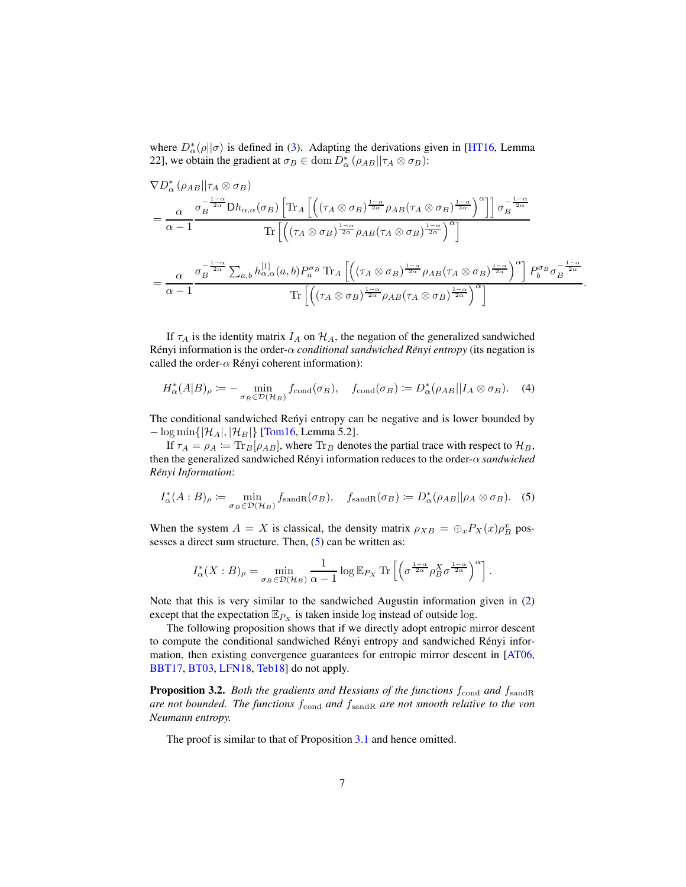where $D_\alpha^*(\rho\|\sigma)$ is defined in (3). Adapting the derivations given in [HT16, Lemma 22], we obtain the gradient at $\sigma_B \in \operatorname{dom} D_\alpha^*(\rho_{AB}\|\tau_A \otimes \sigma_B)$:

$$
\begin{aligned}
&\nabla D_\alpha^*(\rho_{AB}\|\tau_A \otimes \sigma_B) \\
&= \frac{\alpha}{\alpha - 1} \frac{\sigma_B^{-\frac{1-\alpha}{2\alpha}} \mathsf{D}h_{\alpha,\alpha}(\sigma_B)\left[\operatorname{Tr}_A\left[\left((\tau_A\otimes\sigma_B)^{\frac{1-\alpha}{2\alpha}}\rho_{AB}(\tau_A\otimes\sigma_B)^{\frac{1-\alpha}{2\alpha}}\right)^\alpha\right]\right]\sigma_B^{-\frac{1-\alpha}{2\alpha}}}{\operatorname{Tr}\left[\left((\tau_A\otimes\sigma_B)^{\frac{1-\alpha}{2\alpha}}\rho_{AB}(\tau_A\otimes\sigma_B)^{\frac{1-\alpha}{2\alpha}}\right)^\alpha\right]} \\
&= \frac{\alpha}{\alpha - 1} \frac{\sigma_B^{-\frac{1-\alpha}{2\alpha}} \sum_{a,b} h_{\alpha,\alpha}^{[1]}(a,b) P_a^{\sigma_B} \operatorname{Tr}_A\left[\left((\tau_A\otimes\sigma_B)^{\frac{1-\alpha}{2\alpha}}\rho_{AB}(\tau_A\otimes\sigma_B)^{\frac{1-\alpha}{2\alpha}}\right)^\alpha\right] P_b^{\sigma_B}\sigma_B^{-\frac{1-\alpha}{2\alpha}}}{\operatorname{Tr}\left[\left((\tau_A\otimes\sigma_B)^{\frac{1-\alpha}{2\alpha}}\rho_{AB}(\tau_A\otimes\sigma_B)^{\frac{1-\alpha}{2\alpha}}\right)^\alpha\right]}.
\end{aligned}
$$

If $\tau_A$ is the identity matrix $I_A$ on $\mathcal{H}_A$, the negation of the generalized sandwiched Rényi information is the order-$\alpha$ *conditional sandwiched Rényi entropy* (its negation is called the order-$\alpha$ Rényi coherent information):

$$
H_\alpha^*(A|B)_\rho \coloneqq -\min_{\sigma_B \in \mathcal{D}(\mathcal{H}_B)} f_{\mathrm{cond}}(\sigma_B), \quad f_{\mathrm{cond}}(\sigma_B) \coloneqq D_\alpha^*(\rho_{AB}\|I_A \otimes \sigma_B). \tag{4}
$$

The conditional sandwiched Reńyi entropy can be negative and is lower bounded by $-\log\min\{|\mathcal{H}_A|, |\mathcal{H}_B|\}$ [Tom16, Lemma 5.2].

If $\tau_A = \rho_A \coloneqq \operatorname{Tr}_B[\rho_{AB}]$, where $\operatorname{Tr}_B$ denotes the partial trace with respect to $\mathcal{H}_B$, then the generalized sandwiched Rényi information reduces to the order-$\alpha$ *sandwiched Rényi Information*:

$$
I_\alpha^*(A:B)_\rho \coloneqq \min_{\sigma_B \in \mathcal{D}(\mathcal{H}_B)} f_{\mathrm{sandR}}(\sigma_B), \quad f_{\mathrm{sandR}}(\sigma_B) \coloneqq D_\alpha^*(\rho_{AB}\|\rho_A \otimes \sigma_B). \tag{5}
$$

When the system $A = X$ is classical, the density matrix $\rho_{XB} = \oplus_x P_X(x)\rho_B^x$ possesses a direct sum structure. Then, (5) can be written as:

$$
I_\alpha^*(X:B)_\rho = \min_{\sigma_B \in \mathcal{D}(\mathcal{H}_B)} \frac{1}{\alpha - 1}\log \mathbb{E}_{P_X} \operatorname{Tr}\left[\left(\sigma^{\frac{1-\alpha}{2\alpha}}\rho_B^X\sigma^{\frac{1-\alpha}{2\alpha}}\right)^\alpha\right].
$$

Note that this is very similar to the sandwiched Augustin information given in (2) except that the expectation $\mathbb{E}_{P_X}$ is taken inside $\log$ instead of outside $\log$.

The following proposition shows that if we directly adopt entropic mirror descent to compute the conditional sandwiched Rényi entropy and sandwiched Rényi information, then existing convergence guarantees for entropic mirror descent in [AT06, BBT17, BT03, LFN18, Teb18] do not apply.

**Proposition 3.2.** *Both the gradients and Hessians of the functions $f_{\mathrm{cond}}$ and $f_{\mathrm{sandR}}$ are not bounded. The functions $f_{\mathrm{cond}}$ and $f_{\mathrm{sandR}}$ are not smooth relative to the von Neumann entropy.*

The proof is similar to that of Proposition 3.1 and hence omitted.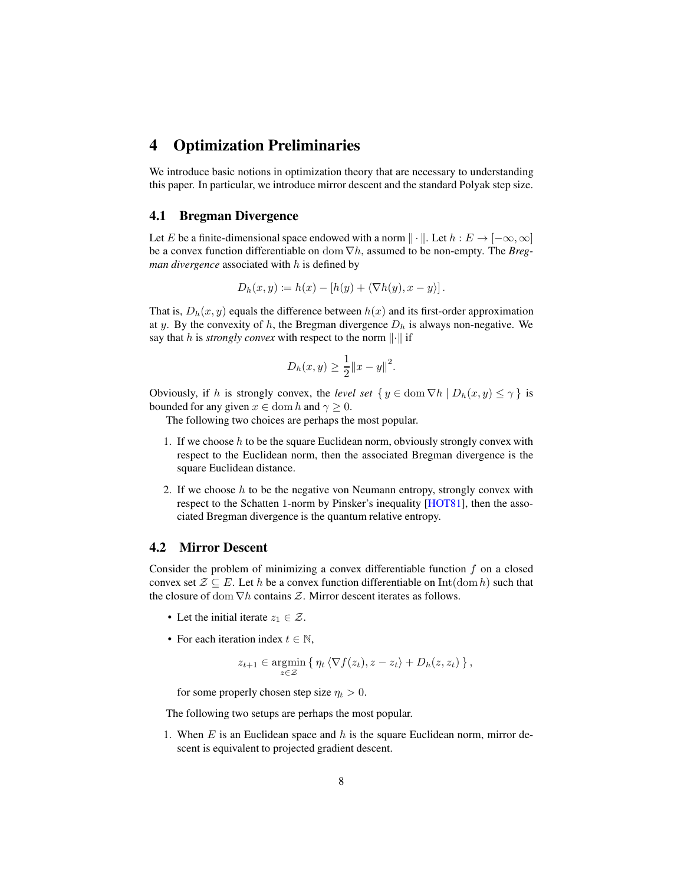# 4 Optimization Preliminaries

We introduce basic notions in optimization theory that are necessary to understanding this paper. In particular, we introduce mirror descent and the standard Polyak step size.

## 4.1 Bregman Divergence

Let $E$ be a finite-dimensional space endowed with a norm $\| \cdot \|$. Let $h : E \to [-\infty, \infty]$ be a convex function differentiable on $\operatorname{dom} \nabla h$, assumed to be non-empty. The ***Bregman divergence*** associated with $h$ is defined by

$$D_h(x, y) \coloneqq h(x) - [h(y) + \langle \nabla h(y), x - y \rangle] .$$

That is, $D_h(x, y)$ equals the difference between $h(x)$ and its first-order approximation at $y$. By the convexity of $h$, the Bregman divergence $D_h$ is always non-negative. We say that $h$ is *strongly convex* with respect to the norm $\|\cdot\|$ if

$$D_h(x, y) \geq \frac{1}{2} \|x - y\|^2 .$$

Obviously, if $h$ is strongly convex, the *level set* $\{ y \in \operatorname{dom} \nabla h \mid D_h(x, y) \leq \gamma \}$ is bounded for any given $x \in \operatorname{dom} h$ and $\gamma \geq 0$.

The following two choices are perhaps the most popular.

1. If we choose $h$ to be the square Euclidean norm, obviously strongly convex with respect to the Euclidean norm, then the associated Bregman divergence is the square Euclidean distance.
2. If we choose $h$ to be the negative von Neumann entropy, strongly convex with respect to the Schatten 1-norm by Pinsker's inequality [HOT81], then the associated Bregman divergence is the quantum relative entropy.

## 4.2 Mirror Descent

Consider the problem of minimizing a convex differentiable function $f$ on a closed convex set $\mathcal{Z} \subseteq E$. Let $h$ be a convex function differentiable on $\operatorname{Int}(\operatorname{dom} h)$ such that the closure of $\operatorname{dom} \nabla h$ contains $\mathcal{Z}$. Mirror descent iterates as follows.

- Let the initial iterate $z_1 \in \mathcal{Z}$.
- For each iteration index $t \in \mathbb{N}$,

$$z_{t+1} \in \operatorname*{argmin}_{z \in \mathcal{Z}} \{ \eta_t \langle \nabla f(z_t), z - z_t \rangle + D_h(z, z_t) \} ,$$

  for some properly chosen step size $\eta_t > 0$.

The following two setups are perhaps the most popular.

1. When $E$ is an Euclidean space and $h$ is the square Euclidean norm, mirror descent is equivalent to projected gradient descent.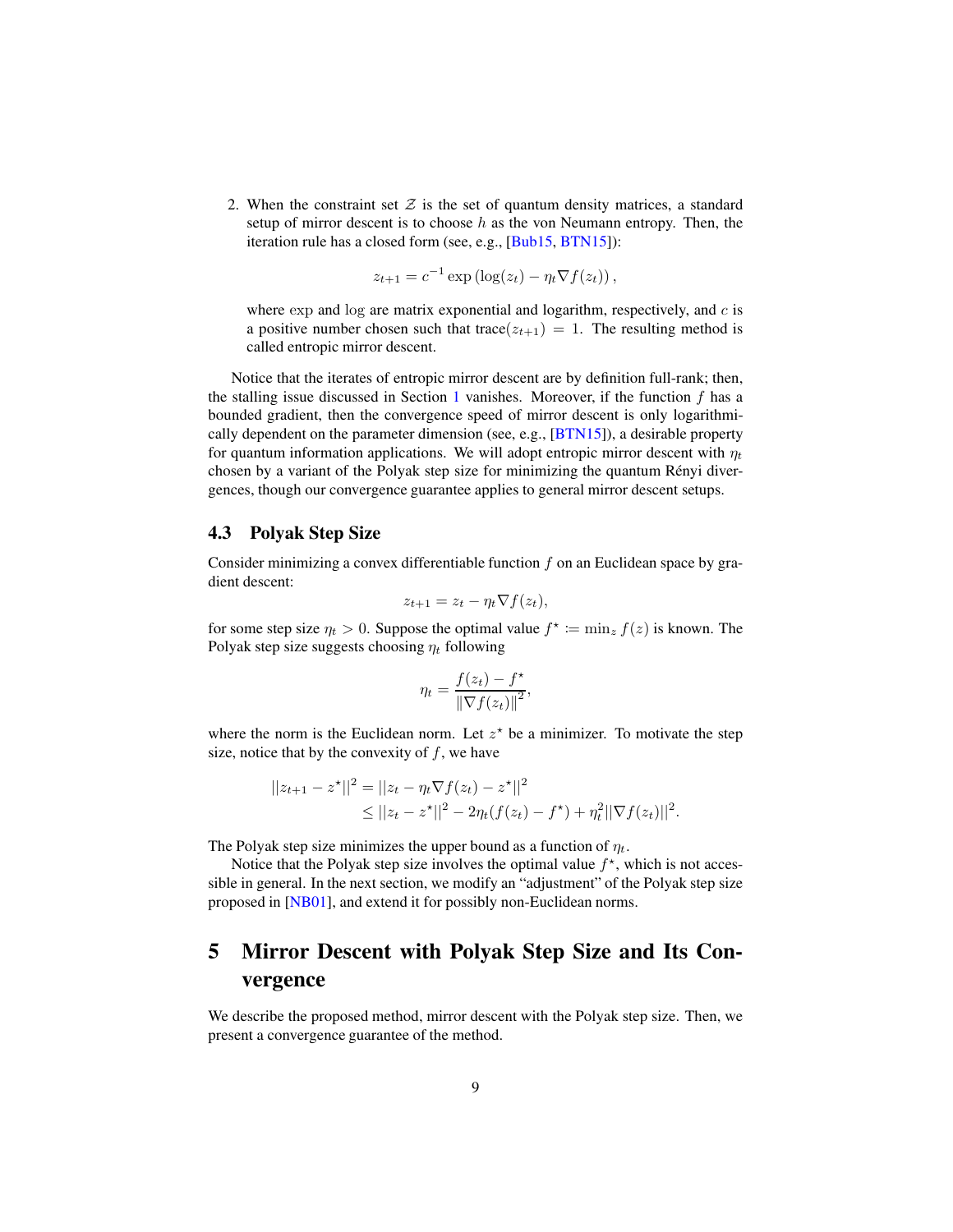2. When the constraint set $\mathcal{Z}$ is the set of quantum density matrices, a standard setup of mirror descent is to choose $h$ as the von Neumann entropy. Then, the iteration rule has a closed form (see, e.g., [Bub15, BTN15]):

$$z_{t+1} = c^{-1} \exp\left(\log(z_t) - \eta_t \nabla f(z_t)\right),$$

where $\exp$ and $\log$ are matrix exponential and logarithm, respectively, and $c$ is a positive number chosen such that $\operatorname{trace}(z_{t+1}) = 1$. The resulting method is called entropic mirror descent.

Notice that the iterates of entropic mirror descent are by definition full-rank; then, the stalling issue discussed in Section 1 vanishes. Moreover, if the function $f$ has a bounded gradient, then the convergence speed of mirror descent is only logarithmically dependent on the parameter dimension (see, e.g., [BTN15]), a desirable property for quantum information applications. We will adopt entropic mirror descent with $\eta_t$ chosen by a variant of the Polyak step size for minimizing the quantum Rényi divergences, though our convergence guarantee applies to general mirror descent setups.

### 4.3 Polyak Step Size

Consider minimizing a convex differentiable function $f$ on an Euclidean space by gradient descent:

$$z_{t+1} = z_t - \eta_t \nabla f(z_t),$$

for some step size $\eta_t > 0$. Suppose the optimal value $f^\star := \min_z f(z)$ is known. The Polyak step size suggests choosing $\eta_t$ following

$$\eta_t = \frac{f(z_t) - f^\star}{\|\nabla f(z_t)\|^2},$$

where the norm is the Euclidean norm. Let $z^\star$ be a minimizer. To motivate the step size, notice that by the convexity of $f$, we have

$$\begin{aligned}
||z_{t+1} - z^\star||^2 &= ||z_t - \eta_t \nabla f(z_t) - z^\star||^2 \\
&\leq ||z_t - z^\star||^2 - 2\eta_t (f(z_t) - f^\star) + \eta_t^2 ||\nabla f(z_t)||^2.
\end{aligned}$$

The Polyak step size minimizes the upper bound as a function of $\eta_t$.

Notice that the Polyak step size involves the optimal value $f^\star$, which is not accessible in general. In the next section, we modify an "adjustment" of the Polyak step size proposed in [NB01], and extend it for possibly non-Euclidean norms.

## 5 Mirror Descent with Polyak Step Size and Its Convergence

We describe the proposed method, mirror descent with the Polyak step size. Then, we present a convergence guarantee of the method.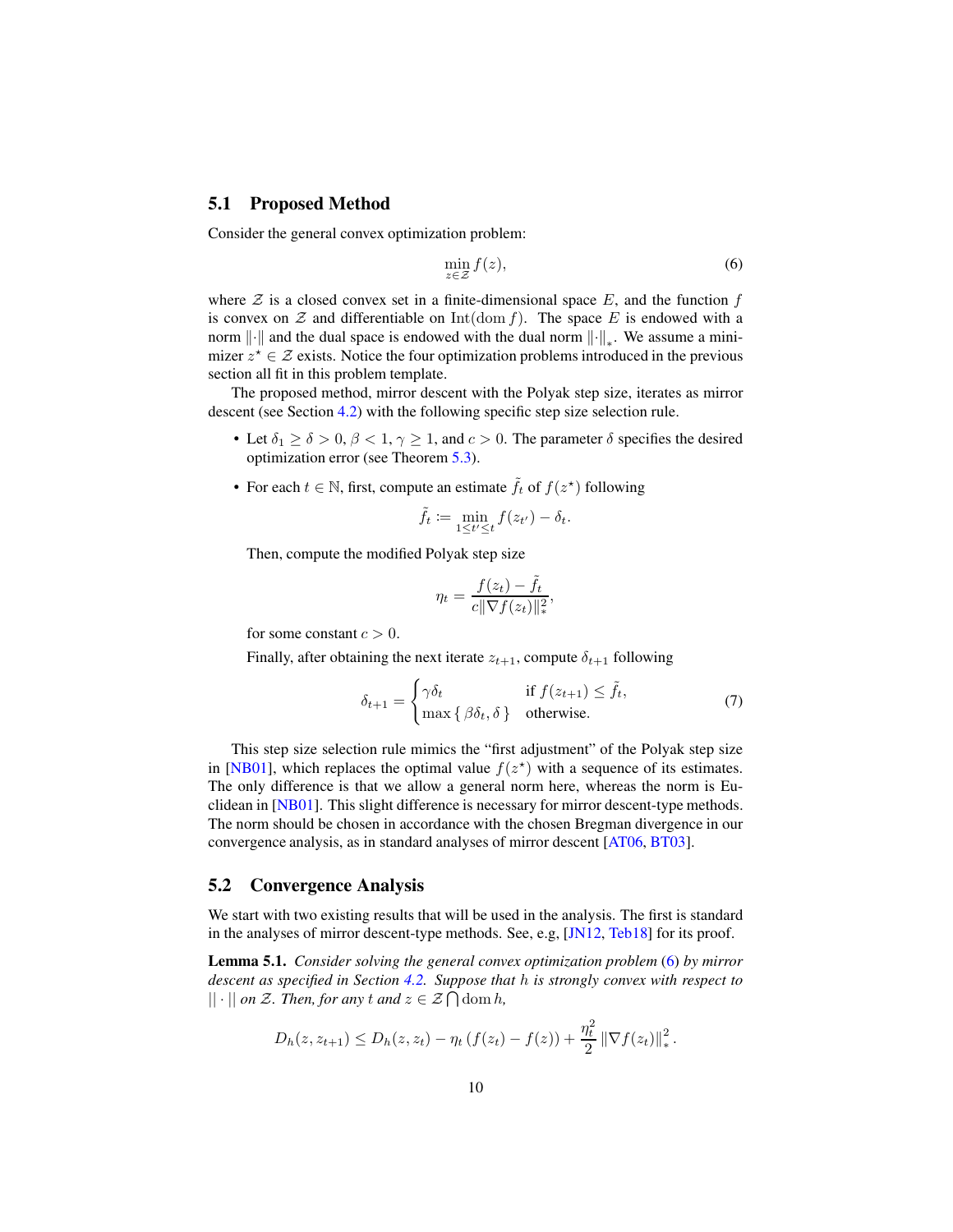## 5.1 Proposed Method

Consider the general convex optimization problem:

$$\min_{z \in \mathcal{Z}} f(z), \tag{6}$$

where $\mathcal{Z}$ is a closed convex set in a finite-dimensional space $E$, and the function $f$ is convex on $\mathcal{Z}$ and differentiable on $\operatorname{Int}(\operatorname{dom} f)$. The space $E$ is endowed with a norm $\|\cdot\|$ and the dual space is endowed with the dual norm $\|\cdot\|_*$. We assume a minimizer $z^\star \in \mathcal{Z}$ exists. Notice the four optimization problems introduced in the previous section all fit in this problem template.

The proposed method, mirror descent with the Polyak step size, iterates as mirror descent (see Section 4.2) with the following specific step size selection rule.

- Let $\delta_1 \geq \delta > 0$, $\beta < 1$, $\gamma \geq 1$, and $c > 0$. The parameter $\delta$ specifies the desired optimization error (see Theorem 5.3).
- For each $t \in \mathbb{N}$, first, compute an estimate $\tilde{f}_t$ of $f(z^\star)$ following

  $$\tilde{f}_t \coloneqq \min_{1 \leq t' \leq t} f(z_{t'}) - \delta_t.$$

  Then, compute the modified Polyak step size

  $$\eta_t = \frac{f(z_t) - \tilde{f}_t}{c \|\nabla f(z_t)\|_*^2},$$

  for some constant $c > 0$.

  Finally, after obtaining the next iterate $z_{t+1}$, compute $\delta_{t+1}$ following

  $$\delta_{t+1} = \begin{cases} \gamma \delta_t & \text{if } f(z_{t+1}) \leq \tilde{f}_t, \\ \max\{\beta \delta_t, \delta\} & \text{otherwise.} \end{cases} \tag{7}$$

This step size selection rule mimics the "first adjustment" of the Polyak step size in [NB01], which replaces the optimal value $f(z^\star)$ with a sequence of its estimates. The only difference is that we allow a general norm here, whereas the norm is Euclidean in [NB01]. This slight difference is necessary for mirror descent-type methods. The norm should be chosen in accordance with the chosen Bregman divergence in our convergence analysis, as in standard analyses of mirror descent [AT06, BT03].

## 5.2 Convergence Analysis

We start with two existing results that will be used in the analysis. The first is standard in the analyses of mirror descent-type methods. See, e.g, [JN12, Teb18] for its proof.

**Lemma 5.1.** *Consider solving the general convex optimization problem (6) by mirror descent as specified in Section 4.2. Suppose that $h$ is strongly convex with respect to $\|\cdot\|$ on $\mathcal{Z}$. Then, for any $t$ and $z \in \mathcal{Z} \bigcap \operatorname{dom} h$,*

$$D_h(z, z_{t+1}) \leq D_h(z, z_t) - \eta_t \left( f(z_t) - f(z) \right) + \frac{\eta_t^2}{2} \|\nabla f(z_t)\|_*^2.$$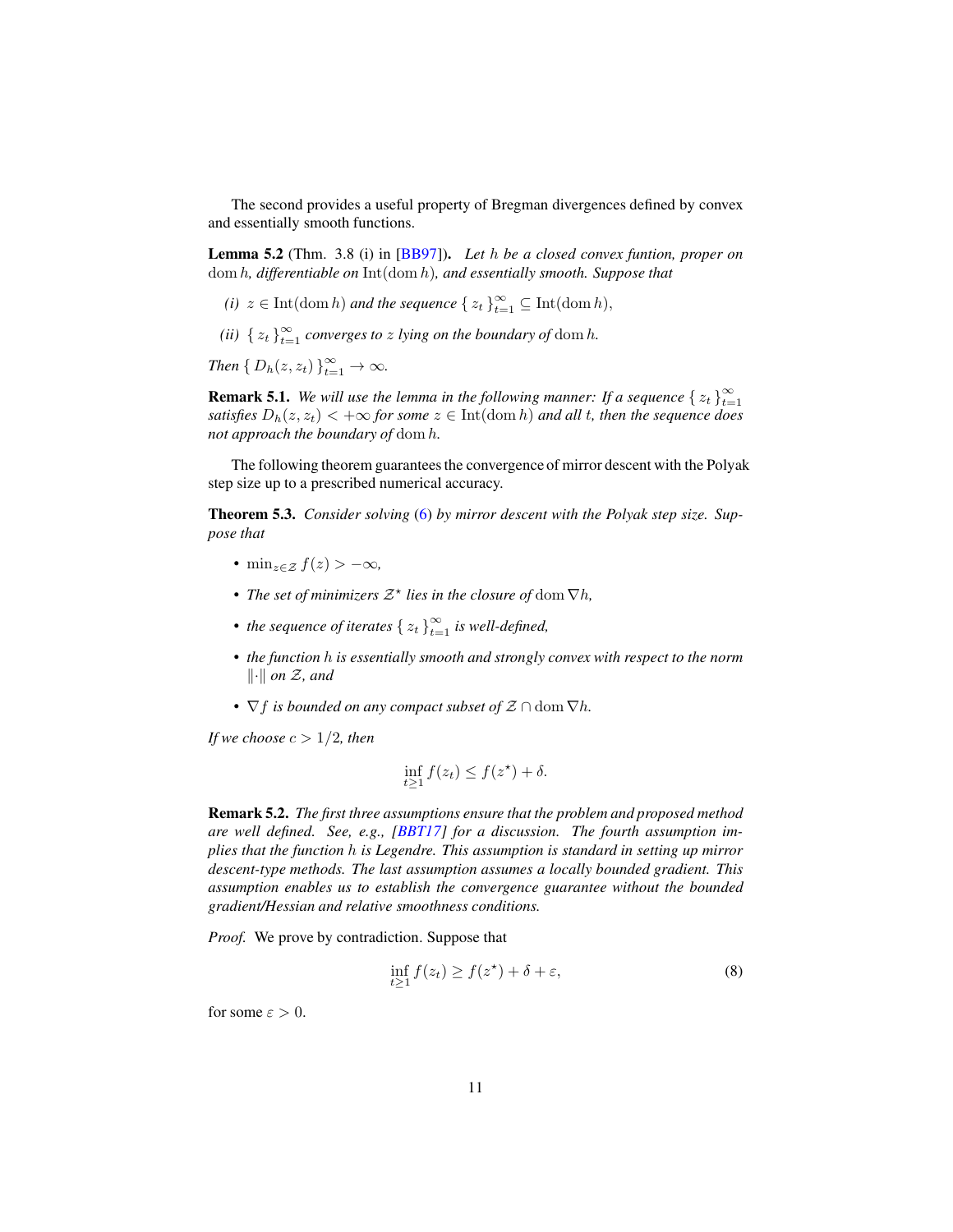The second provides a useful property of Bregman divergences defined by convex and essentially smooth functions.

**Lemma 5.2** (Thm. 3.8 (i) in [BB97])**.** *Let $h$ be a closed convex funtion, proper on $\operatorname{dom} h$, differentiable on $\operatorname{Int}(\operatorname{dom} h)$, and essentially smooth. Suppose that*

- *(i) $z \in \operatorname{Int}(\operatorname{dom} h)$ and the sequence $\{ z_t \}_{t=1}^{\infty} \subseteq \operatorname{Int}(\operatorname{dom} h)$,*
- *(ii) $\{ z_t \}_{t=1}^{\infty}$ converges to $z$ lying on the boundary of $\operatorname{dom} h$.*

*Then $\{ D_h(z, z_t) \}_{t=1}^{\infty} \to \infty$.*

**Remark 5.1.** *We will use the lemma in the following manner: If a sequence $\{ z_t \}_{t=1}^{\infty}$ satisfies $D_h(z, z_t) < +\infty$ for some $z \in \operatorname{Int}(\operatorname{dom} h)$ and all $t$, then the sequence does not approach the boundary of $\operatorname{dom} h$.*

The following theorem guarantees the convergence of mirror descent with the Polyak step size up to a prescribed numerical accuracy.

**Theorem 5.3.** *Consider solving (6) by mirror descent with the Polyak step size. Suppose that*

- *$\min_{z \in \mathcal{Z}} f(z) > -\infty$,*
- *The set of minimizers $\mathcal{Z}^\star$ lies in the closure of $\operatorname{dom} \nabla h$,*
- *the sequence of iterates $\{ z_t \}_{t=1}^{\infty}$ is well-defined,*
- *the function $h$ is essentially smooth and strongly convex with respect to the norm $\|\cdot\|$ on $\mathcal{Z}$, and*
- *$\nabla f$ is bounded on any compact subset of $\mathcal{Z} \cap \operatorname{dom} \nabla h$.*

*If we choose $c > 1/2$, then*

$$\inf_{t \geq 1} f(z_t) \leq f(z^\star) + \delta.$$

**Remark 5.2.** *The first three assumptions ensure that the problem and proposed method are well defined. See, e.g., [BBT17] for a discussion. The fourth assumption implies that the function $h$ is Legendre. This assumption is standard in setting up mirror descent-type methods. The last assumption assumes a locally bounded gradient. This assumption enables us to establish the convergence guarantee without the bounded gradient/Hessian and relative smoothness conditions.*

*Proof.* We prove by contradiction. Suppose that

$$\inf_{t \geq 1} f(z_t) \geq f(z^\star) + \delta + \varepsilon, \tag{8}$$

for some $\varepsilon > 0$.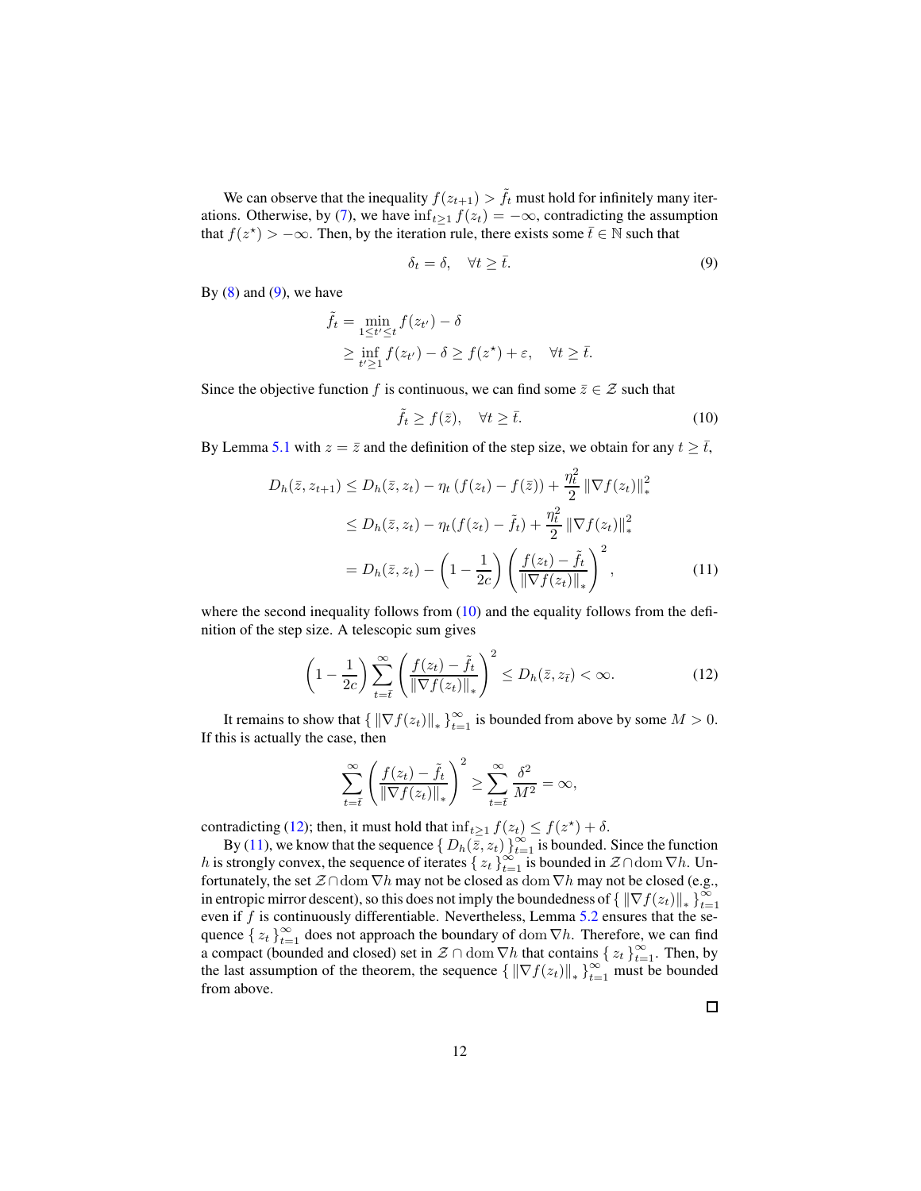We can observe that the inequality $f(z_{t+1}) > \tilde{f}_t$ must hold for infinitely many iterations. Otherwise, by (7), we have $\inf_{t \geq 1} f(z_t) = -\infty$, contradicting the assumption that $f(z^\star) > -\infty$. Then, by the iteration rule, there exists some $\bar{t} \in \mathbb{N}$ such that

$$\delta_t = \delta, \quad \forall t \geq \bar{t}. \tag{9}$$

By (8) and (9), we have

$$\begin{aligned}
\tilde{f}_t &= \min_{1 \leq t' \leq t} f(z_{t'}) - \delta \\
&\geq \inf_{t' \geq 1} f(z_{t'}) - \delta \geq f(z^\star) + \varepsilon, \quad \forall t \geq \bar{t}.
\end{aligned}$$

Since the objective function $f$ is continuous, we can find some $\bar{z} \in \mathcal{Z}$ such that

$$\tilde{f}_t \geq f(\bar{z}), \quad \forall t \geq \bar{t}. \tag{10}$$

By Lemma 5.1 with $z = \bar{z}$ and the definition of the step size, we obtain for any $t \geq \bar{t}$,

$$\begin{aligned}
D_h(\bar{z}, z_{t+1}) &\leq D_h(\bar{z}, z_t) - \eta_t \left( f(z_t) - f(\bar{z}) \right) + \frac{\eta_t^2}{2} \left\| \nabla f(z_t) \right\|_*^2 \\
&\leq D_h(\bar{z}, z_t) - \eta_t (f(z_t) - \tilde{f}_t) + \frac{\eta_t^2}{2} \left\| \nabla f(z_t) \right\|_*^2 \\
&= D_h(\bar{z}, z_t) - \left( 1 - \frac{1}{2c} \right) \left( \frac{f(z_t) - \tilde{f}_t}{\left\| \nabla f(z_t) \right\|_*} \right)^2,
\end{aligned} \tag{11}$$

where the second inequality follows from (10) and the equality follows from the definition of the step size. A telescopic sum gives

$$\left( 1 - \frac{1}{2c} \right) \sum_{t=\bar{t}}^{\infty} \left( \frac{f(z_t) - \tilde{f}_t}{\left\| \nabla f(z_t) \right\|_*} \right)^2 \leq D_h(\bar{z}, z_{\bar{t}}) < \infty. \tag{12}$$

It remains to show that $\{ \left\| \nabla f(z_t) \right\|_* \}_{t=1}^\infty$ is bounded from above by some $M > 0$. If this is actually the case, then

$$\sum_{t=\bar{t}}^{\infty} \left( \frac{f(z_t) - \tilde{f}_t}{\left\| \nabla f(z_t) \right\|_*} \right)^2 \geq \sum_{t=\bar{t}}^{\infty} \frac{\delta^2}{M^2} = \infty,$$

contradicting (12); then, it must hold that $\inf_{t \geq 1} f(z_t) \leq f(z^\star) + \delta$.

By (11), we know that the sequence $\{ D_h(\bar{z}, z_t) \}_{t=1}^\infty$ is bounded. Since the function $h$ is strongly convex, the sequence of iterates $\{ z_t \}_{t=1}^\infty$ is bounded in $\mathcal{Z} \cap \operatorname{dom} \nabla h$. Unfortunately, the set $\mathcal{Z} \cap \operatorname{dom} \nabla h$ may not be closed as $\operatorname{dom} \nabla h$ may not be closed (e.g., in entropic mirror descent), so this does not imply the boundedness of $\{ \left\| \nabla f(z_t) \right\|_* \}_{t=1}^\infty$ even if $f$ is continuously differentiable. Nevertheless, Lemma 5.2 ensures that the sequence $\{ z_t \}_{t=1}^\infty$ does not approach the boundary of $\operatorname{dom} \nabla h$. Therefore, we can find a compact (bounded and closed) set in $\mathcal{Z} \cap \operatorname{dom} \nabla h$ that contains $\{ z_t \}_{t=1}^\infty$. Then, by the last assumption of the theorem, the sequence $\{ \left\| \nabla f(z_t) \right\|_* \}_{t=1}^\infty$ must be bounded from above.

□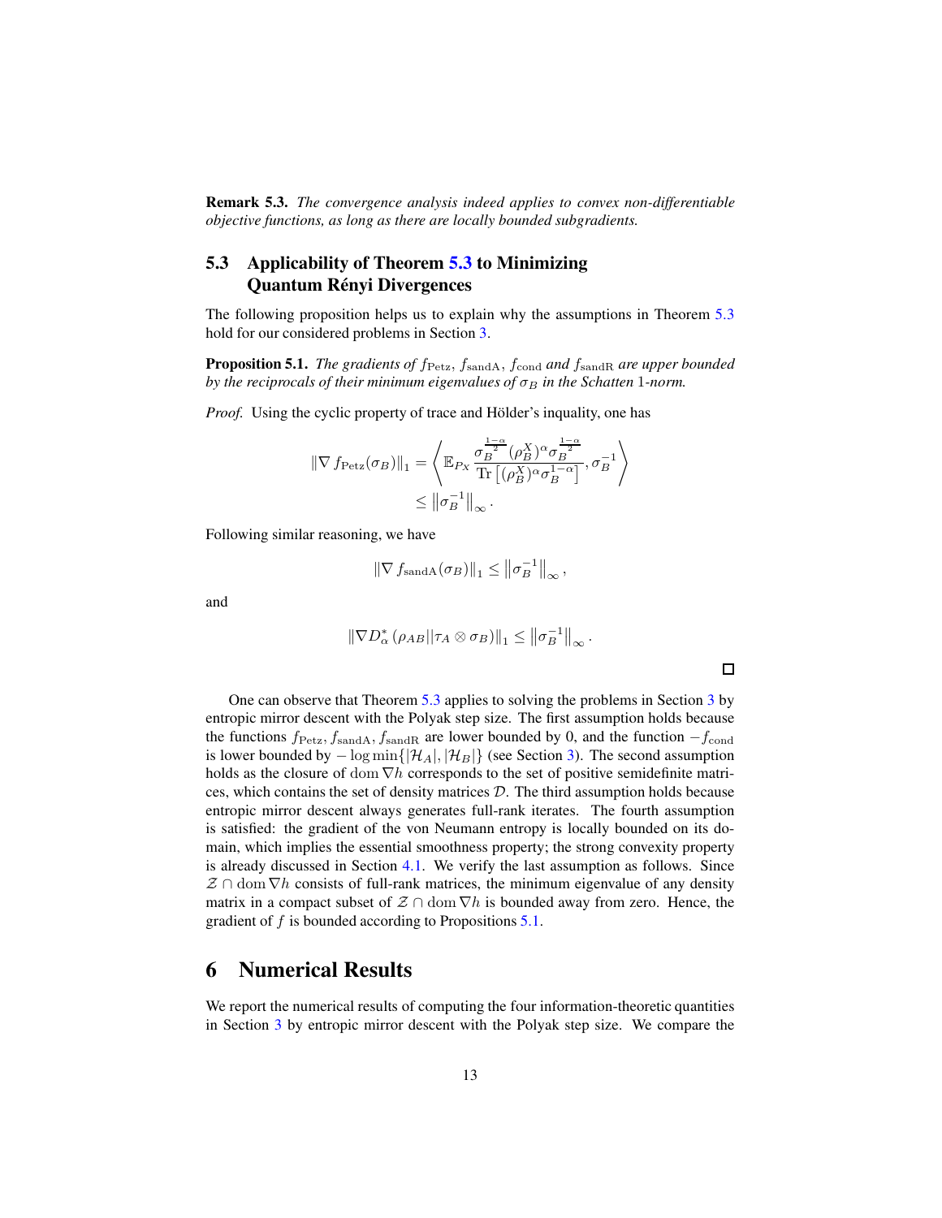**Remark 5.3.** *The convergence analysis indeed applies to convex non-differentiable objective functions, as long as there are locally bounded subgradients.*

### 5.3 Applicability of Theorem 5.3 to Minimizing Quantum Rényi Divergences

The following proposition helps us to explain why the assumptions in Theorem 5.3 hold for our considered problems in Section 3.

**Proposition 5.1.** *The gradients of $f_{\mathrm{Petz}}$, $f_{\mathrm{sandA}}$, $f_{\mathrm{cond}}$ and $f_{\mathrm{sandR}}$ are upper bounded by the reciprocals of their minimum eigenvalues of $\sigma_B$ in the Schatten 1-norm.*

*Proof.* Using the cyclic property of trace and Hölder's inquality, one has

$$
\begin{aligned}
\left\| \nabla f_{\mathrm{Petz}}(\sigma_B) \right\|_1 &= \left\langle \mathbb{E}_{P_X} \frac{\sigma_B^{\frac{1-\alpha}{2}} (\rho_B^X)^\alpha \sigma_B^{\frac{1-\alpha}{2}}}{\operatorname{Tr}\left[ (\rho_B^X)^\alpha \sigma_B^{1-\alpha} \right]}, \sigma_B^{-1} \right\rangle \\
&\leq \left\| \sigma_B^{-1} \right\|_\infty .
\end{aligned}
$$

Following similar reasoning, we have

$$
\left\| \nabla f_{\mathrm{sandA}}(\sigma_B) \right\|_1 \leq \left\| \sigma_B^{-1} \right\|_\infty ,
$$

and

$$
\left\| \nabla D_\alpha^* \left( \rho_{AB} || \tau_A \otimes \sigma_B \right) \right\|_1 \leq \left\| \sigma_B^{-1} \right\|_\infty .
$$

□

One can observe that Theorem 5.3 applies to solving the problems in Section 3 by entropic mirror descent with the Polyak step size. The first assumption holds because the functions $f_{\mathrm{Petz}}, f_{\mathrm{sandA}}, f_{\mathrm{sandR}}$ are lower bounded by 0, and the function $-f_{\mathrm{cond}}$ is lower bounded by $-\log \min\{|\mathcal{H}_A|, |\mathcal{H}_B|\}$ (see Section 3). The second assumption holds as the closure of $\operatorname{dom} \nabla h$ corresponds to the set of positive semidefinite matrices, which contains the set of density matrices $\mathcal{D}$. The third assumption holds because entropic mirror descent always generates full-rank iterates. The fourth assumption is satisfied: the gradient of the von Neumann entropy is locally bounded on its domain, which implies the essential smoothness property; the strong convexity property is already discussed in Section 4.1. We verify the last assumption as follows. Since $\mathcal{Z} \cap \operatorname{dom} \nabla h$ consists of full-rank matrices, the minimum eigenvalue of any density matrix in a compact subset of $\mathcal{Z} \cap \operatorname{dom} \nabla h$ is bounded away from zero. Hence, the gradient of $f$ is bounded according to Propositions 5.1.

# 6 Numerical Results

We report the numerical results of computing the four information-theoretic quantities in Section 3 by entropic mirror descent with the Polyak step size. We compare the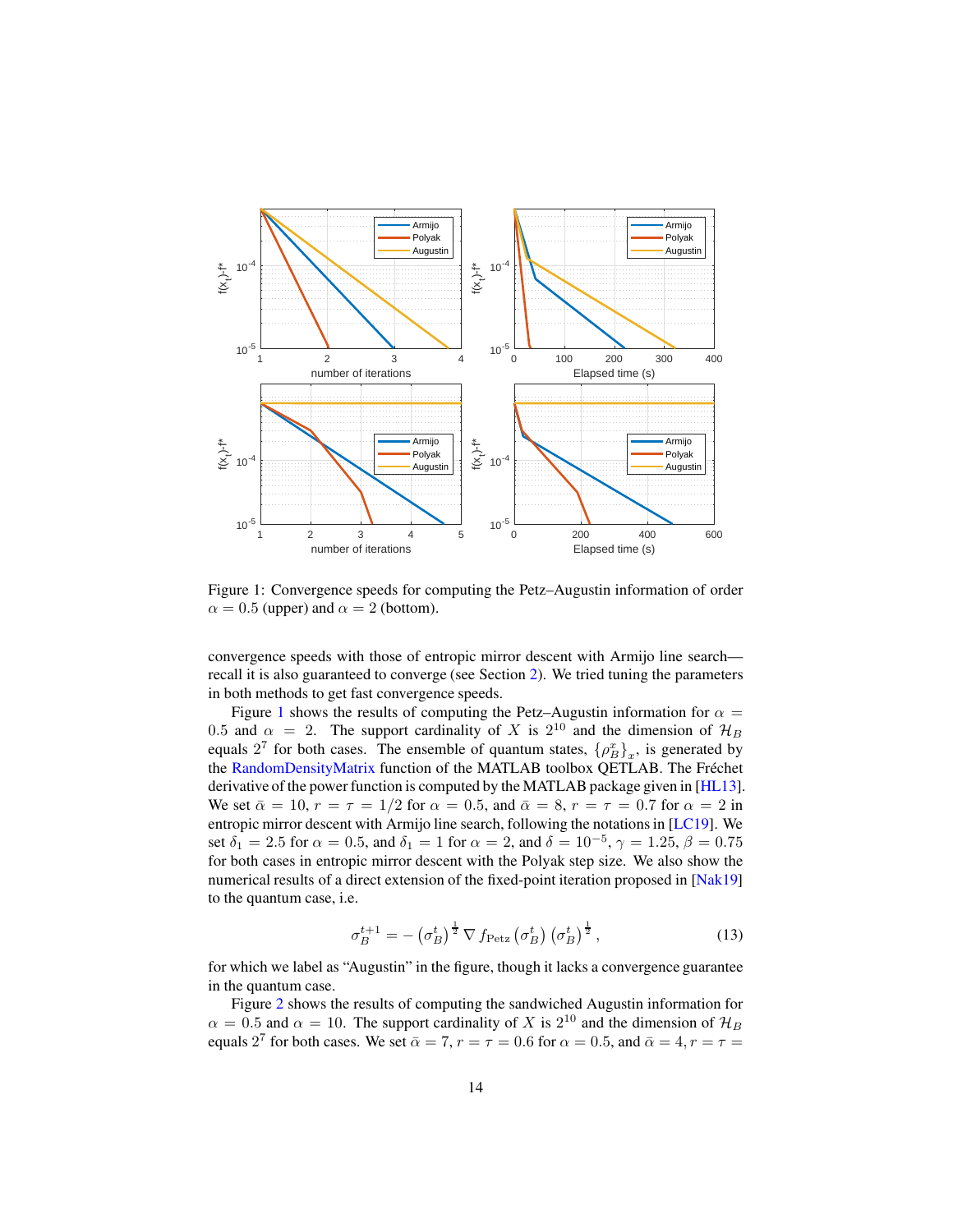Figure 1: Convergence speeds for computing the Petz–Augustin information of order $\alpha = 0.5$ (upper) and $\alpha = 2$ (bottom).

convergence speeds with those of entropic mirror descent with Armijo line search—recall it is also guaranteed to converge (see Section 2). We tried tuning the parameters in both methods to get fast convergence speeds.

Figure 1 shows the results of computing the Petz–Augustin information for $\alpha = 0.5$ and $\alpha = 2$. The support cardinality of $X$ is $2^{10}$ and the dimension of $\mathcal{H}_B$ equals $2^7$ for both cases. The ensemble of quantum states, $\{\rho_B^x\}_x$, is generated by the RandomDensityMatrix function of the MATLAB toolbox QETLAB. The Fréchet derivative of the power function is computed by the MATLAB package given in [HL13]. We set $\bar{\alpha} = 10$, $r = \tau = 1/2$ for $\alpha = 0.5$, and $\bar{\alpha} = 8$, $r = \tau = 0.7$ for $\alpha = 2$ in entropic mirror descent with Armijo line search, following the notations in [LC19]. We set $\delta_1 = 2.5$ for $\alpha = 0.5$, and $\delta_1 = 1$ for $\alpha = 2$, and $\delta = 10^{-5}$, $\gamma = 1.25$, $\beta = 0.75$ for both cases in entropic mirror descent with the Polyak step size. We also show the numerical results of a direct extension of the fixed-point iteration proposed in [Nak19] to the quantum case, i.e.

$$\sigma_B^{t+1} = -\left(\sigma_B^t\right)^{\frac{1}{2}} \nabla f_{\text{Petz}}\left(\sigma_B^t\right)\left(\sigma_B^t\right)^{\frac{1}{2}}, \tag{13}$$

for which we label as "Augustin" in the figure, though it lacks a convergence guarantee in the quantum case.

Figure 2 shows the results of computing the sandwiched Augustin information for $\alpha = 0.5$ and $\alpha = 10$. The support cardinality of $X$ is $2^{10}$ and the dimension of $\mathcal{H}_B$ equals $2^7$ for both cases. We set $\bar{\alpha} = 7$, $r = \tau = 0.6$ for $\alpha = 0.5$, and $\bar{\alpha} = 4$, $r = \tau =$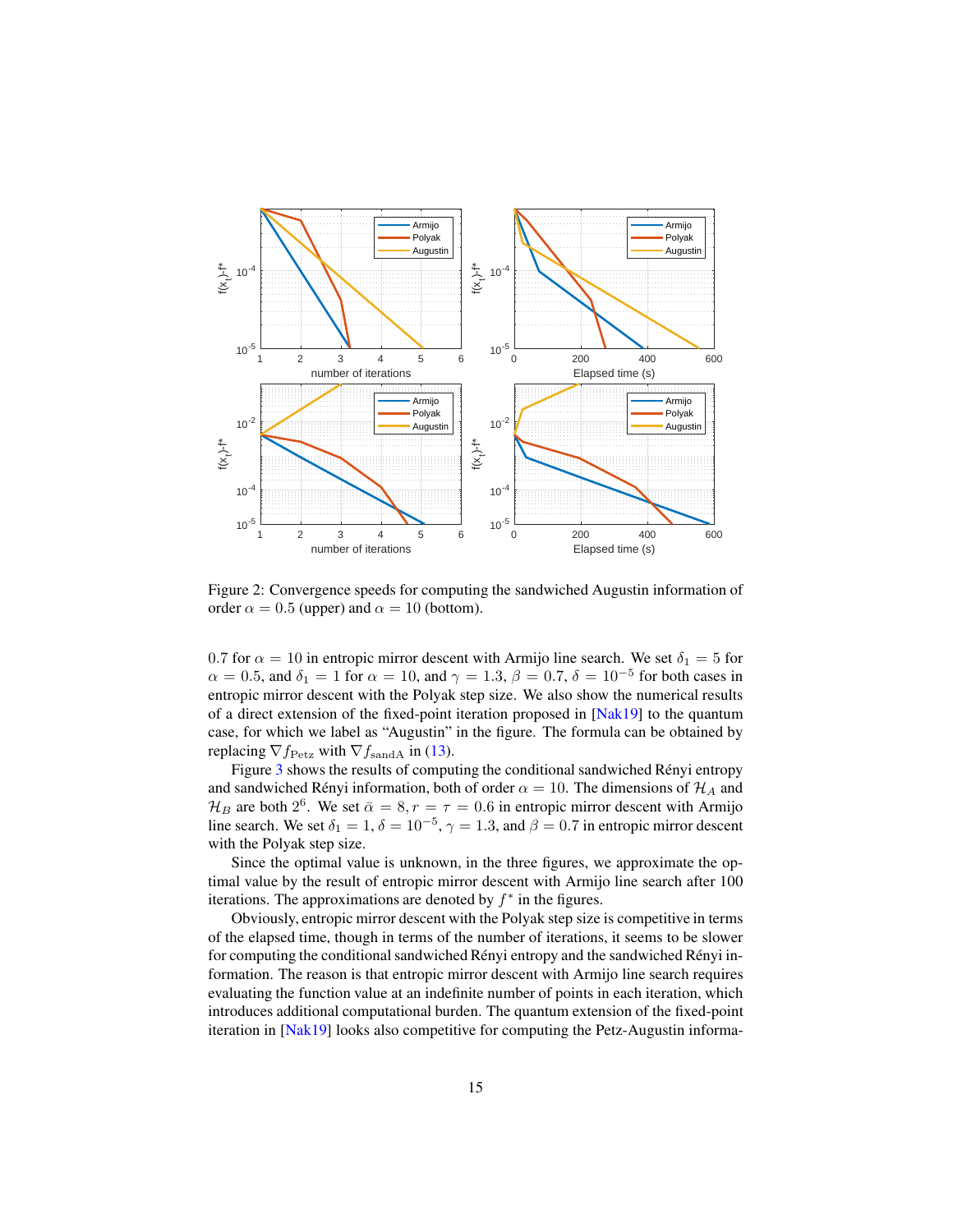Figure 2: Convergence speeds for computing the sandwiched Augustin information of order $\alpha = 0.5$ (upper) and $\alpha = 10$ (bottom).

0.7 for $\alpha = 10$ in entropic mirror descent with Armijo line search. We set $\delta_1 = 5$ for $\alpha = 0.5$, and $\delta_1 = 1$ for $\alpha = 10$, and $\gamma = 1.3$, $\beta = 0.7$, $\delta = 10^{-5}$ for both cases in entropic mirror descent with the Polyak step size. We also show the numerical results of a direct extension of the fixed-point iteration proposed in [Nak19] to the quantum case, for which we label as "Augustin" in the figure. The formula can be obtained by replacing $\nabla f_{\mathrm{Petz}}$ with $\nabla f_{\mathrm{sandA}}$ in (13).

Figure 3 shows the results of computing the conditional sandwiched Rényi entropy and sandwiched Rényi information, both of order $\alpha = 10$. The dimensions of $\mathcal{H}_A$ and $\mathcal{H}_B$ are both $2^6$. We set $\bar{\alpha} = 8, r = \tau = 0.6$ in entropic mirror descent with Armijo line search. We set $\delta_1 = 1$, $\delta = 10^{-5}$, $\gamma = 1.3$, and $\beta = 0.7$ in entropic mirror descent with the Polyak step size.

Since the optimal value is unknown, in the three figures, we approximate the optimal value by the result of entropic mirror descent with Armijo line search after 100 iterations. The approximations are denoted by $f^*$ in the figures.

Obviously, entropic mirror descent with the Polyak step size is competitive in terms of the elapsed time, though in terms of the number of iterations, it seems to be slower for computing the conditional sandwiched Rényi entropy and the sandwiched Rényi information. The reason is that entropic mirror descent with Armijo line search requires evaluating the function value at an indefinite number of points in each iteration, which introduces additional computational burden. The quantum extension of the fixed-point iteration in [Nak19] looks also competitive for computing the Petz-Augustin informa-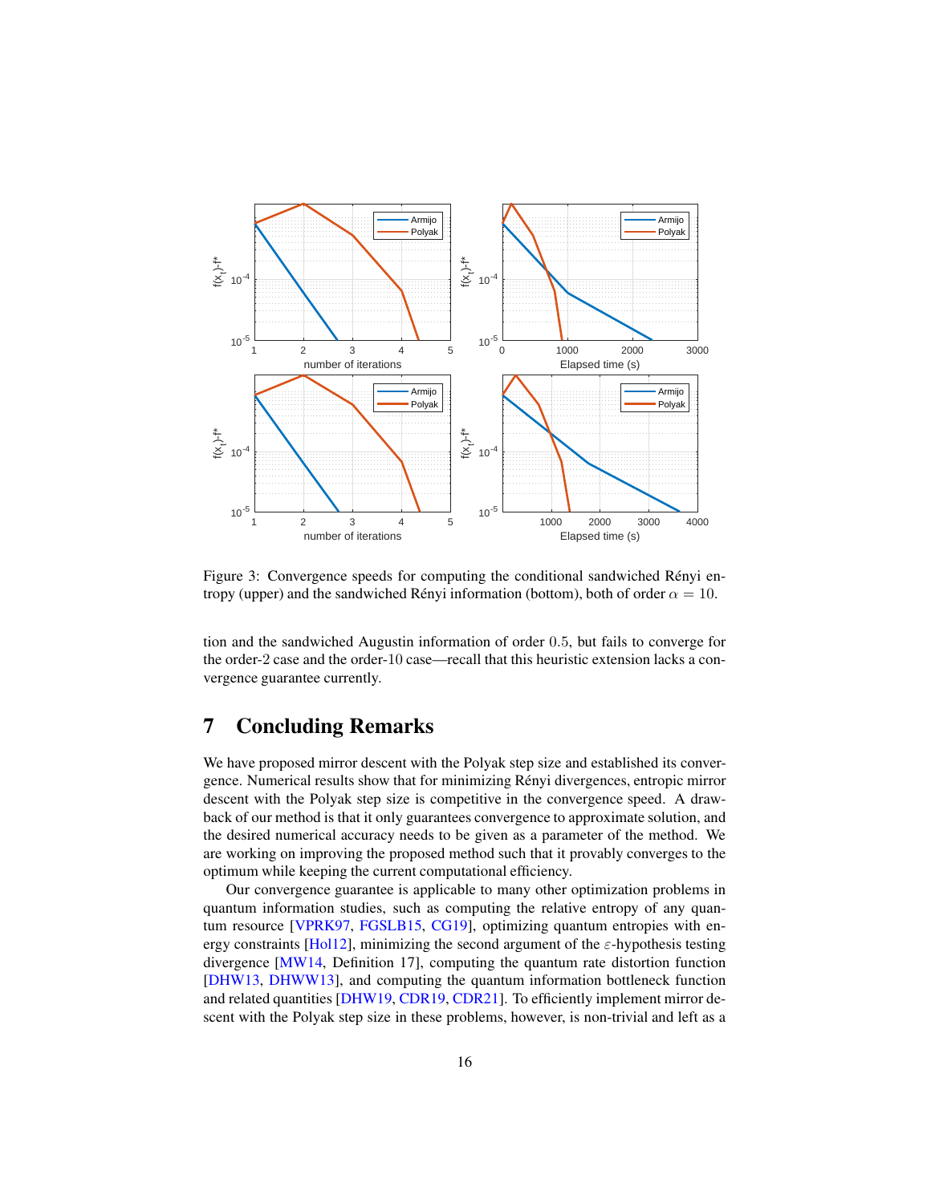Figure 3: Convergence speeds for computing the conditional sandwiched Rényi entropy (upper) and the sandwiched Rényi information (bottom), both of order $\alpha = 10$.

tion and the sandwiched Augustin information of order 0.5, but fails to converge for the order-2 case and the order-10 case—recall that this heuristic extension lacks a convergence guarantee currently.

# 7 Concluding Remarks

We have proposed mirror descent with the Polyak step size and established its convergence. Numerical results show that for minimizing Rényi divergences, entropic mirror descent with the Polyak step size is competitive in the convergence speed. A drawback of our method is that it only guarantees convergence to approximate solution, and the desired numerical accuracy needs to be given as a parameter of the method. We are working on improving the proposed method such that it provably converges to the optimum while keeping the current computational efficiency.

Our convergence guarantee is applicable to many other optimization problems in quantum information studies, such as computing the relative entropy of any quantum resource [VPRK97, FGSLB15, CG19], optimizing quantum entropies with energy constraints [Hol12], minimizing the second argument of the $\varepsilon$-hypothesis testing divergence [MW14, Definition 17], computing the quantum rate distortion function [DHW13, DHWW13], and computing the quantum information bottleneck function and related quantities [DHW19, CDR19, CDR21]. To efficiently implement mirror descent with the Polyak step size in these problems, however, is non-trivial and left as a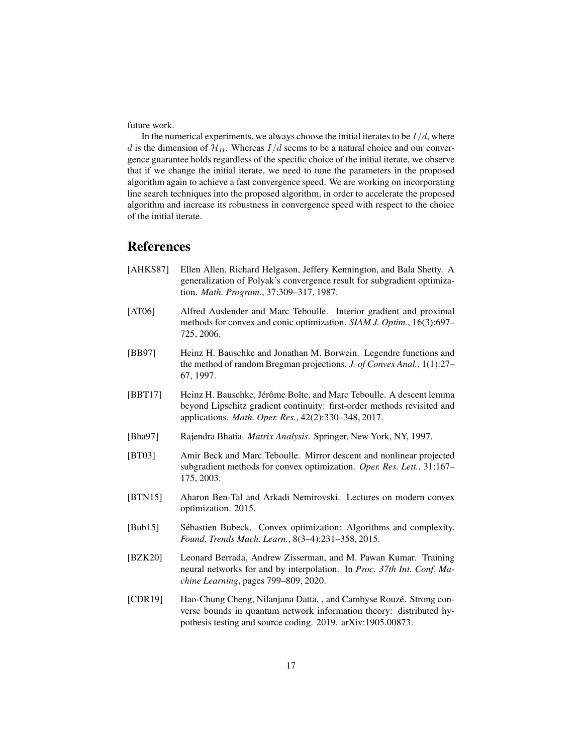future work.

In the numerical experiments, we always choose the initial iterates to be $I/d$, where $d$ is the dimension of $\mathcal{H}_B$. Whereas $I/d$ seems to be a natural choice and our convergence guarantee holds regardless of the specific choice of the initial iterate, we observe that if we change the initial iterate, we need to tune the parameters in the proposed algorithm again to achieve a fast convergence speed. We are working on incorporating line search techniques into the proposed algorithm, in order to accelerate the proposed algorithm and increase its robustness in convergence speed with respect to the choice of the initial iterate.

## References

[AHKS87] Ellen Allen, Richard Helgason, Jeffery Kennington, and Bala Shetty. A generalization of Polyak's convergence result for subgradient optimization. *Math. Program.*, 37:309–317, 1987.

[AT06] Alfred Auslender and Marc Teboulle. Interior gradient and proximal methods for convex and conic optimization. *SIAM J. Optim.*, 16(3):697–725, 2006.

[BB97] Heinz H. Bauschke and Jonathan M. Borwein. Legendre functions and the method of random Bregman projections. *J. of Convex Anal.*, 1(1):27–67, 1997.

[BBT17] Heinz H. Bauschke, Jérôme Bolte, and Marc Teboulle. A descent lemma beyond Lipschitz gradient continuity: first-order methods revisited and applications. *Math. Oper. Res.*, 42(2):330–348, 2017.

[Bha97] Rajendra Bhatia. *Matrix Analysis*. Springer, New York, NY, 1997.

[BT03] Amir Beck and Marc Teboulle. Mirror descent and nonlinear projected subgradient methods for convex optimization. *Oper. Res. Lett.*, 31:167–175, 2003.

[BTN15] Aharon Ben-Tal and Arkadi Nemirovski. Lectures on modern convex optimization. 2015.

[Bub15] Sébastien Bubeck. Convex optimization: Algorithms and complexity. *Found. Trends Mach. Learn.*, 8(3–4):231–358, 2015.

[BZK20] Leonard Berrada, Andrew Zisserman, and M. Pawan Kumar. Training neural networks for and by interpolation. In *Proc. 37th Int. Conf. Machine Learning*, pages 799–809, 2020.

[CDR19] Hao-Chung Cheng, Nilanjana Datta, , and Cambyse Rouzé. Strong converse bounds in quantum network information theory: distributed hypothesis testing and source coding. 2019. arXiv:1905.00873.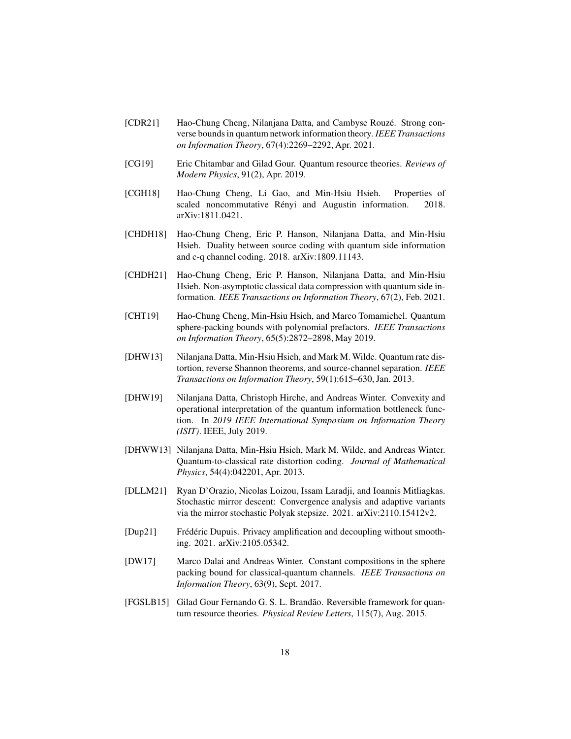[CDR21] Hao-Chung Cheng, Nilanjana Datta, and Cambyse Rouzé. Strong converse bounds in quantum network information theory. *IEEE Transactions on Information Theory*, 67(4):2269–2292, Apr. 2021.

[CG19] Eric Chitambar and Gilad Gour. Quantum resource theories. *Reviews of Modern Physics*, 91(2), Apr. 2019.

[CGH18] Hao-Chung Cheng, Li Gao, and Min-Hsiu Hsieh. Properties of scaled noncommutative Rényi and Augustin information. 2018. arXiv:1811.0421.

[CHDH18] Hao-Chung Cheng, Eric P. Hanson, Nilanjana Datta, and Min-Hsiu Hsieh. Duality between source coding with quantum side information and c-q channel coding. 2018. arXiv:1809.11143.

[CHDH21] Hao-Chung Cheng, Eric P. Hanson, Nilanjana Datta, and Min-Hsiu Hsieh. Non-asymptotic classical data compression with quantum side information. *IEEE Transactions on Information Theory*, 67(2), Feb. 2021.

[CHT19] Hao-Chung Cheng, Min-Hsiu Hsieh, and Marco Tomamichel. Quantum sphere-packing bounds with polynomial prefactors. *IEEE Transactions on Information Theory*, 65(5):2872–2898, May 2019.

[DHW13] Nilanjana Datta, Min-Hsiu Hsieh, and Mark M. Wilde. Quantum rate distortion, reverse Shannon theorems, and source-channel separation. *IEEE Transactions on Information Theory*, 59(1):615–630, Jan. 2013.

[DHW19] Nilanjana Datta, Christoph Hirche, and Andreas Winter. Convexity and operational interpretation of the quantum information bottleneck function. In *2019 IEEE International Symposium on Information Theory (ISIT)*. IEEE, July 2019.

[DHWW13] Nilanjana Datta, Min-Hsiu Hsieh, Mark M. Wilde, and Andreas Winter. Quantum-to-classical rate distortion coding. *Journal of Mathematical Physics*, 54(4):042201, Apr. 2013.

[DLLM21] Ryan D'Orazio, Nicolas Loizou, Issam Laradji, and Ioannis Mitliagkas. Stochastic mirror descent: Convergence analysis and adaptive variants via the mirror stochastic Polyak stepsize. 2021. arXiv:2110.15412v2.

[Dup21] Frédéric Dupuis. Privacy amplification and decoupling without smoothing. 2021. arXiv:2105.05342.

[DW17] Marco Dalai and Andreas Winter. Constant compositions in the sphere packing bound for classical-quantum channels. *IEEE Transactions on Information Theory*, 63(9), Sept. 2017.

[FGSLB15] Gilad Gour Fernando G. S. L. Brandão. Reversible framework for quantum resource theories. *Physical Review Letters*, 115(7), Aug. 2015.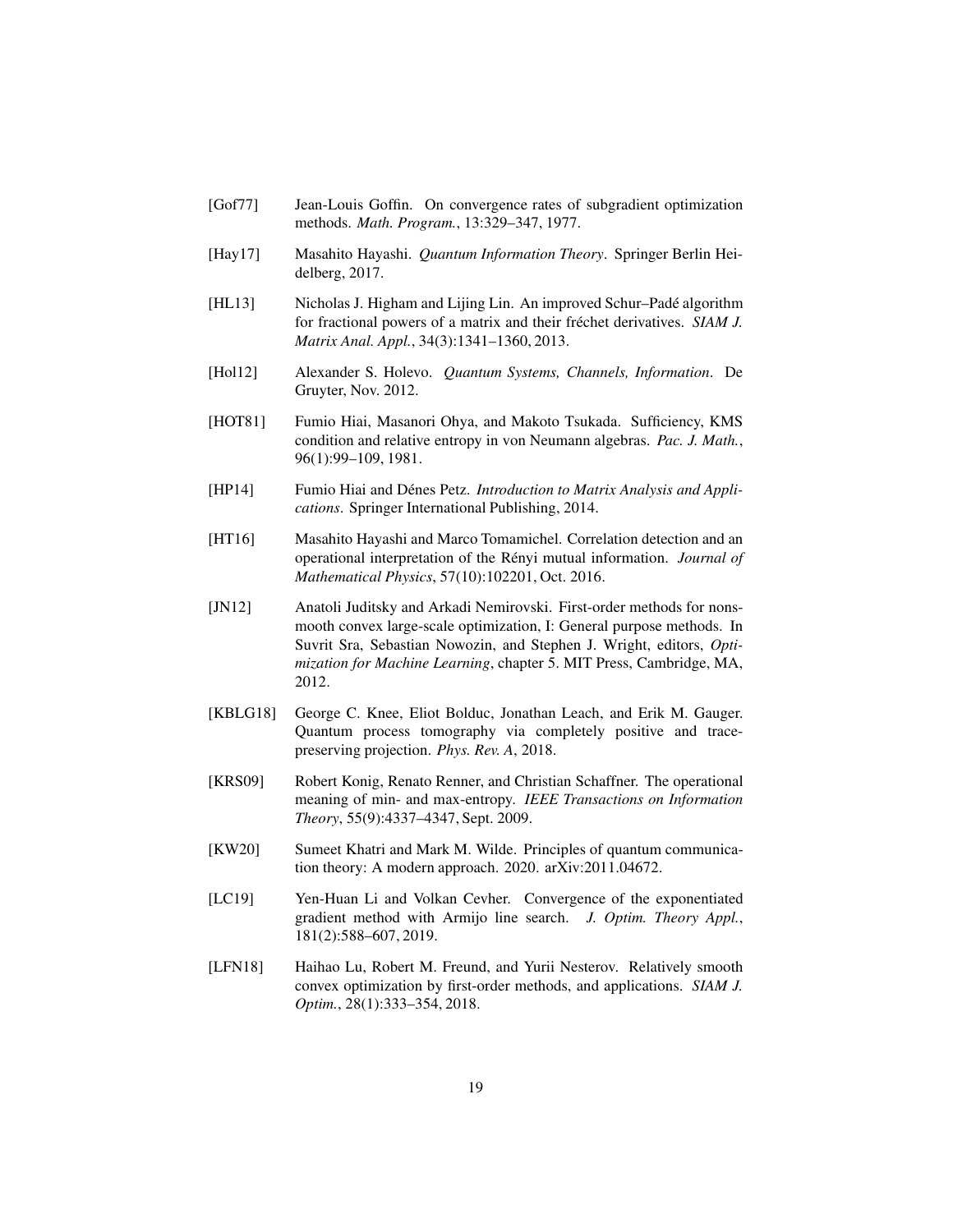[Gof77] Jean-Louis Goffin. On convergence rates of subgradient optimization methods. *Math. Program.*, 13:329–347, 1977.

[Hay17] Masahito Hayashi. *Quantum Information Theory*. Springer Berlin Heidelberg, 2017.

[HL13] Nicholas J. Higham and Lijing Lin. An improved Schur–Padé algorithm for fractional powers of a matrix and their fréchet derivatives. *SIAM J. Matrix Anal. Appl.*, 34(3):1341–1360, 2013.

[Hol12] Alexander S. Holevo. *Quantum Systems, Channels, Information*. De Gruyter, Nov. 2012.

[HOT81] Fumio Hiai, Masanori Ohya, and Makoto Tsukada. Sufficiency, KMS condition and relative entropy in von Neumann algebras. *Pac. J. Math.*, 96(1):99–109, 1981.

[HP14] Fumio Hiai and Dénes Petz. *Introduction to Matrix Analysis and Applications*. Springer International Publishing, 2014.

[HT16] Masahito Hayashi and Marco Tomamichel. Correlation detection and an operational interpretation of the Rényi mutual information. *Journal of Mathematical Physics*, 57(10):102201, Oct. 2016.

[JN12] Anatoli Juditsky and Arkadi Nemirovski. First-order methods for nonsmooth convex large-scale optimization, I: General purpose methods. In Suvrit Sra, Sebastian Nowozin, and Stephen J. Wright, editors, *Optimization for Machine Learning*, chapter 5. MIT Press, Cambridge, MA, 2012.

[KBLG18] George C. Knee, Eliot Bolduc, Jonathan Leach, and Erik M. Gauger. Quantum process tomography via completely positive and trace-preserving projection. *Phys. Rev. A*, 2018.

[KRS09] Robert Konig, Renato Renner, and Christian Schaffner. The operational meaning of min- and max-entropy. *IEEE Transactions on Information Theory*, 55(9):4337–4347, Sept. 2009.

[KW20] Sumeet Khatri and Mark M. Wilde. Principles of quantum communication theory: A modern approach. 2020. arXiv:2011.04672.

[LC19] Yen-Huan Li and Volkan Cevher. Convergence of the exponentiated gradient method with Armijo line search. *J. Optim. Theory Appl.*, 181(2):588–607, 2019.

[LFN18] Haihao Lu, Robert M. Freund, and Yurii Nesterov. Relatively smooth convex optimization by first-order methods, and applications. *SIAM J. Optim.*, 28(1):333–354, 2018.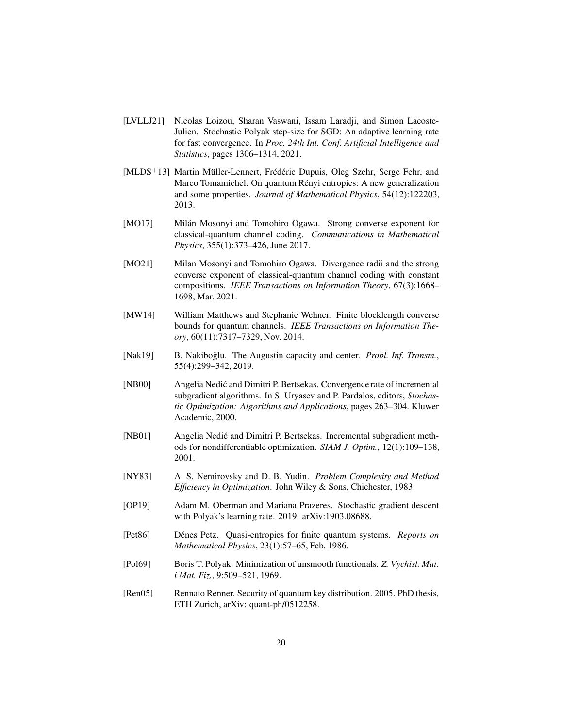[LVLLJ21] Nicolas Loizou, Sharan Vaswani, Issam Laradji, and Simon Lacoste-Julien. Stochastic Polyak step-size for SGD: An adaptive learning rate for fast convergence. In *Proc. 24th Int. Conf. Artificial Intelligence and Statistics*, pages 1306–1314, 2021.

[MLDS+13] Martin Müller-Lennert, Frédéric Dupuis, Oleg Szehr, Serge Fehr, and Marco Tomamichel. On quantum Rényi entropies: A new generalization and some properties. *Journal of Mathematical Physics*, 54(12):122203, 2013.

[MO17] Milán Mosonyi and Tomohiro Ogawa. Strong converse exponent for classical-quantum channel coding. *Communications in Mathematical Physics*, 355(1):373–426, June 2017.

[MO21] Milan Mosonyi and Tomohiro Ogawa. Divergence radii and the strong converse exponent of classical-quantum channel coding with constant compositions. *IEEE Transactions on Information Theory*, 67(3):1668–1698, Mar. 2021.

[MW14] William Matthews and Stephanie Wehner. Finite blocklength converse bounds for quantum channels. *IEEE Transactions on Information Theory*, 60(11):7317–7329, Nov. 2014.

[Nak19] B. Nakiboğlu. The Augustin capacity and center. *Probl. Inf. Transm.*, 55(4):299–342, 2019.

[NB00] Angelia Nedić and Dimitri P. Bertsekas. Convergence rate of incremental subgradient algorithms. In S. Uryasev and P. Pardalos, editors, *Stochastic Optimization: Algorithms and Applications*, pages 263–304. Kluwer Academic, 2000.

[NB01] Angelia Nedić and Dimitri P. Bertsekas. Incremental subgradient methods for nondifferentiable optimization. *SIAM J. Optim.*, 12(1):109–138, 2001.

[NY83] A. S. Nemirovsky and D. B. Yudin. *Problem Complexity and Method Efficiency in Optimization*. John Wiley & Sons, Chichester, 1983.

[OP19] Adam M. Oberman and Mariana Prazeres. Stochastic gradient descent with Polyak's learning rate. 2019. arXiv:1903.08688.

[Pet86] Dénes Petz. Quasi-entropies for finite quantum systems. *Reports on Mathematical Physics*, 23(1):57–65, Feb. 1986.

[Pol69] Boris T. Polyak. Minimization of unsmooth functionals. *Z. Vychisl. Mat. i Mat. Fiz.*, 9:509–521, 1969.

[Ren05] Rennato Renner. Security of quantum key distribution. 2005. PhD thesis, ETH Zurich, arXiv: quant-ph/0512258.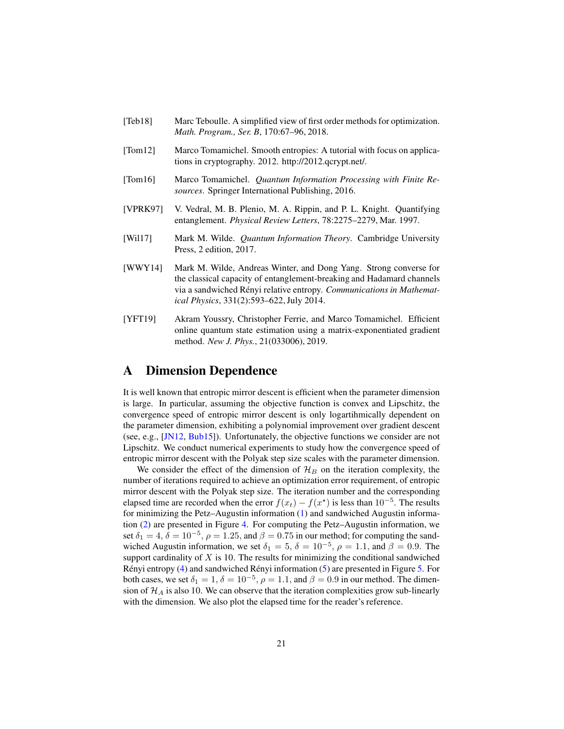[Teb18] Marc Teboulle. A simplified view of first order methods for optimization. *Math. Program., Ser. B*, 170:67–96, 2018.

[Tom12] Marco Tomamichel. Smooth entropies: A tutorial with focus on applications in cryptography. 2012. http://2012.qcrypt.net/.

[Tom16] Marco Tomamichel. *Quantum Information Processing with Finite Resources*. Springer International Publishing, 2016.

[VPRK97] V. Vedral, M. B. Plenio, M. A. Rippin, and P. L. Knight. Quantifying entanglement. *Physical Review Letters*, 78:2275–2279, Mar. 1997.

[Wil17] Mark M. Wilde. *Quantum Information Theory*. Cambridge University Press, 2 edition, 2017.

[WWY14] Mark M. Wilde, Andreas Winter, and Dong Yang. Strong converse for the classical capacity of entanglement-breaking and Hadamard channels via a sandwiched Rényi relative entropy. *Communications in Mathematical Physics*, 331(2):593–622, July 2014.

[YFT19] Akram Youssry, Christopher Ferrie, and Marco Tomamichel. Efficient online quantum state estimation using a matrix-exponentiated gradient method. *New J. Phys.*, 21(033006), 2019.

# A Dimension Dependence

It is well known that entropic mirror descent is efficient when the parameter dimension is large. In particular, assuming the objective function is convex and Lipschitz, the convergence speed of entropic mirror descent is only logartihmically dependent on the parameter dimension, exhibiting a polynomial improvement over gradient descent (see, e.g., [JN12, Bub15]). Unfortunately, the objective functions we consider are not Lipschitz. We conduct numerical experiments to study how the convergence speed of entropic mirror descent with the Polyak step size scales with the parameter dimension.

We consider the effect of the dimension of $\mathcal{H}_B$ on the iteration complexity, the number of iterations required to achieve an optimization error requirement, of entropic mirror descent with the Polyak step size. The iteration number and the corresponding elapsed time are recorded when the error $f(x_t) - f(x^\star)$ is less than $10^{-5}$. The results for minimizing the Petz–Augustin information (1) and sandwiched Augustin information (2) are presented in Figure 4. For computing the Petz–Augustin information, we set $\delta_1 = 4$, $\delta = 10^{-5}$, $\rho = 1.25$, and $\beta = 0.75$ in our method; for computing the sandwiched Augustin information, we set $\delta_1 = 5$, $\delta = 10^{-5}$, $\rho = 1.1$, and $\beta = 0.9$. The support cardinality of $X$ is 10. The results for minimizing the conditional sandwiched Rényi entropy (4) and sandwiched Rényi information (5) are presented in Figure 5. For both cases, we set $\delta_1 = 1$, $\delta = 10^{-5}$, $\rho = 1.1$, and $\beta = 0.9$ in our method. The dimension of $\mathcal{H}_A$ is also 10. We can observe that the iteration complexities grow sub-linearly with the dimension. We also plot the elapsed time for the reader's reference.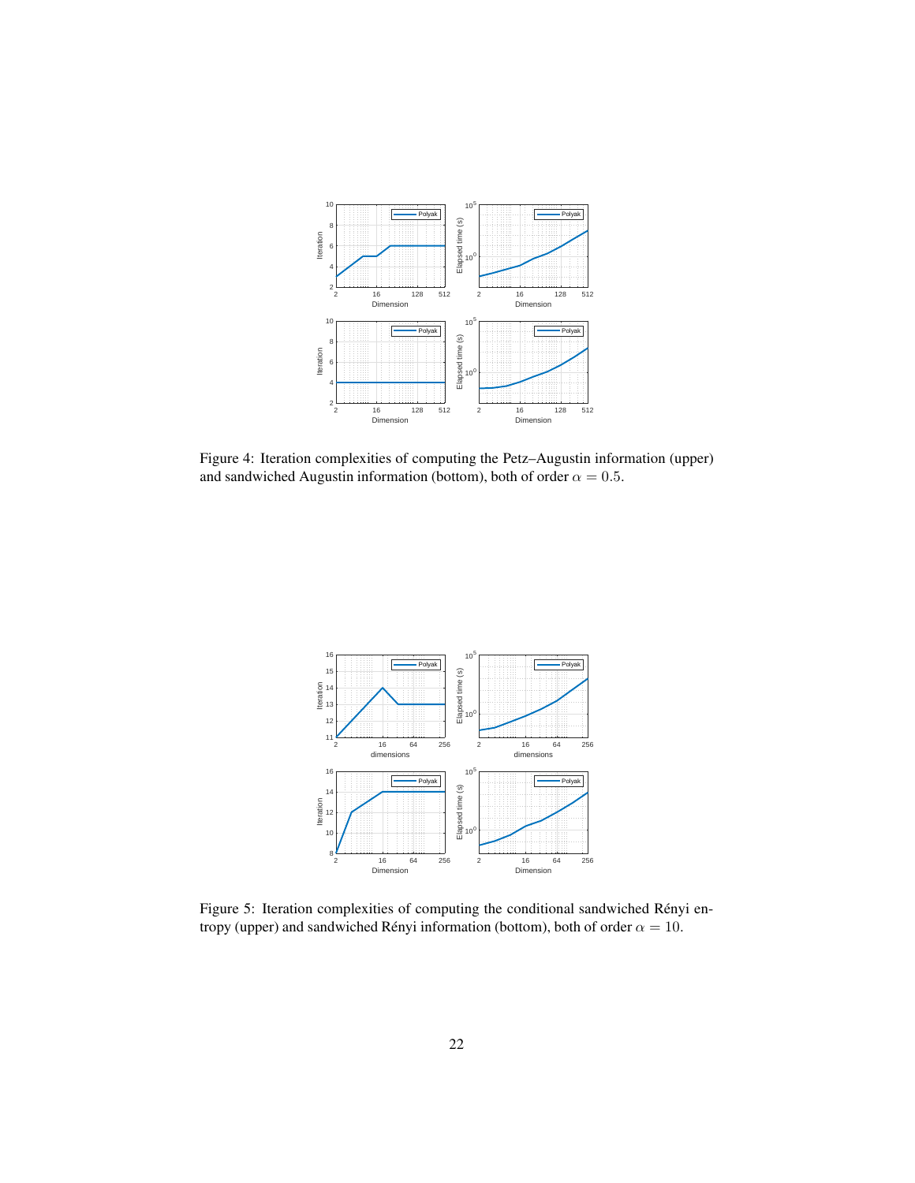10
8
6
4
2
Iteration
2 16 128 512
Dimension
Polyak

$10^5$
$10^0$
Elapsed time (s)
2 16 128 512
Dimension
Polyak

10
8
6
4
2
Iteration
2 16 128 512
Dimension
Polyak

$10^5$
$10^0$
Elapsed time (s)
2 16 128 512
Dimension
Polyak

Figure 4: Iteration complexities of computing the Petz–Augustin information (upper) and sandwiched Augustin information (bottom), both of order $\alpha = 0.5$.

16
15
14
13
12
11
Iteration
2 16 64 256
dimensions
Polyak

$10^5$
$10^0$
Elapsed time (s)
2 16 64 256
dimensions
Polyak

16
14
12
10
8
Iteration
2 16 64 256
Dimension
Polyak

$10^5$
$10^0$
Elapsed time (s)
2 16 64 256
Dimension
Polyak

Figure 5: Iteration complexities of computing the conditional sandwiched Rényi entropy (upper) and sandwiched Rényi information (bottom), both of order $\alpha = 10$.